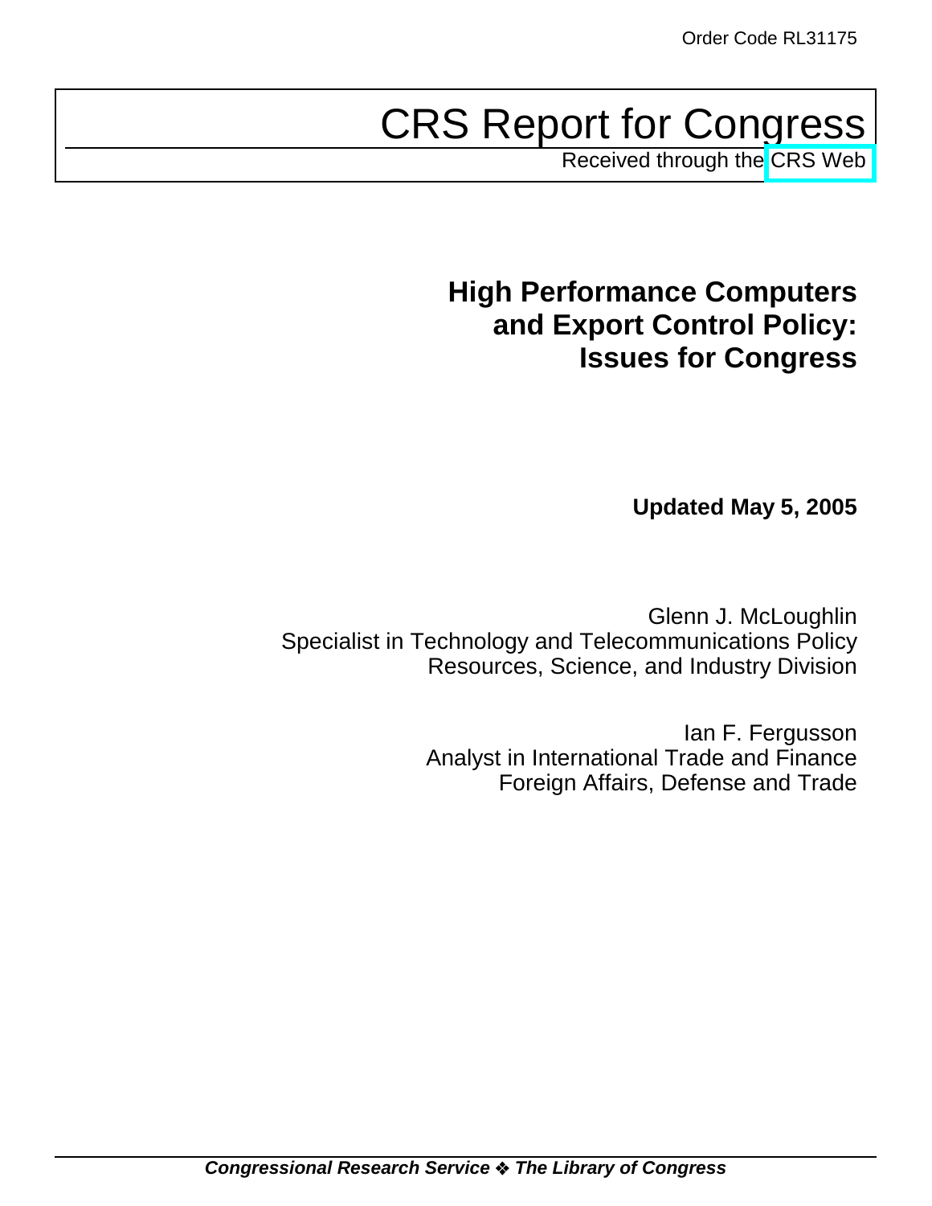Order Code RL31175

# CRS Report for Congress

Received through the CRS Web

## High Performance Computers and Export Control Policy: Issues for Congress

**Updated May 5, 2005**

Glenn J. McLoughlin
Specialist in Technology and Telecommunications Policy
Resources, Science, and Industry Division

Ian F. Fergusson
Analyst in International Trade and Finance
Foreign Affairs, Defense and Trade

***Congressional Research Service ❖ The Library of Congress***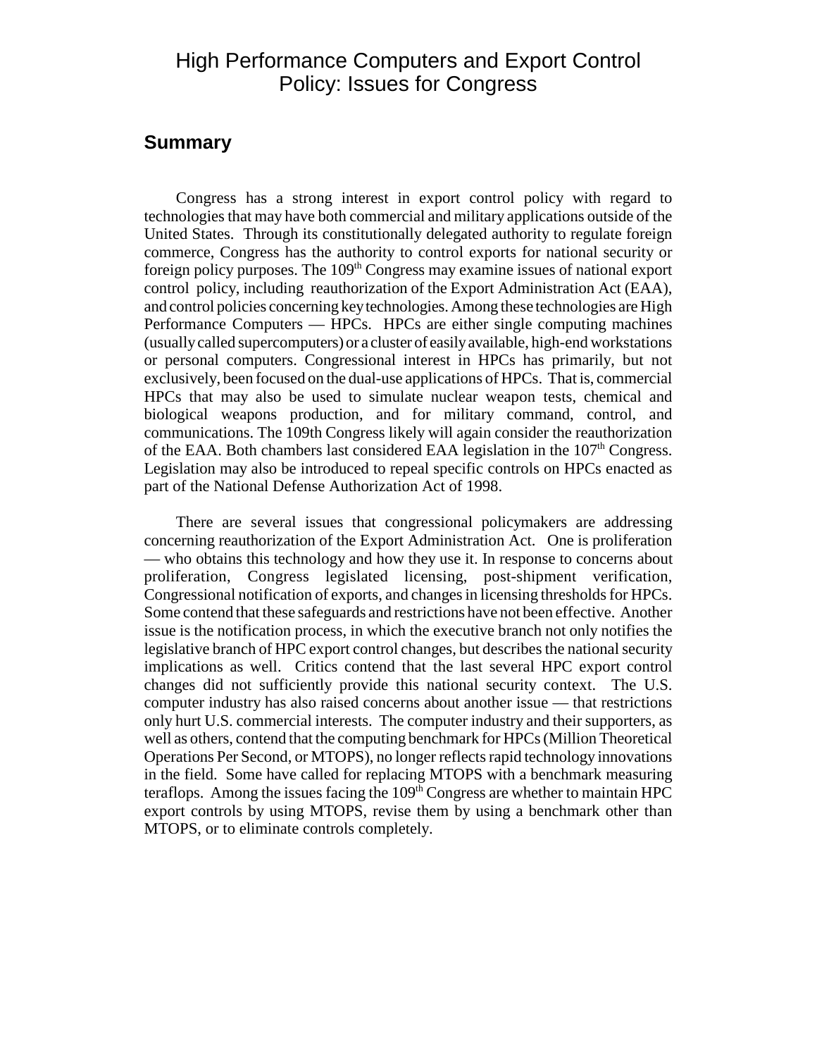# High Performance Computers and Export Control Policy: Issues for Congress

## Summary

Congress has a strong interest in export control policy with regard to technologies that may have both commercial and military applications outside of the United States. Through its constitutionally delegated authority to regulate foreign commerce, Congress has the authority to control exports for national security or foreign policy purposes. The 109th Congress may examine issues of national export control policy, including reauthorization of the Export Administration Act (EAA), and control policies concerning key technologies. Among these technologies are High Performance Computers — HPCs. HPCs are either single computing machines (usually called supercomputers) or a cluster of easily available, high-end workstations or personal computers. Congressional interest in HPCs has primarily, but not exclusively, been focused on the dual-use applications of HPCs. That is, commercial HPCs that may also be used to simulate nuclear weapon tests, chemical and biological weapons production, and for military command, control, and communications. The 109th Congress likely will again consider the reauthorization of the EAA. Both chambers last considered EAA legislation in the 107th Congress. Legislation may also be introduced to repeal specific controls on HPCs enacted as part of the National Defense Authorization Act of 1998.

There are several issues that congressional policymakers are addressing concerning reauthorization of the Export Administration Act. One is proliferation — who obtains this technology and how they use it. In response to concerns about proliferation, Congress legislated licensing, post-shipment verification, Congressional notification of exports, and changes in licensing thresholds for HPCs. Some contend that these safeguards and restrictions have not been effective. Another issue is the notification process, in which the executive branch not only notifies the legislative branch of HPC export control changes, but describes the national security implications as well. Critics contend that the last several HPC export control changes did not sufficiently provide this national security context. The U.S. computer industry has also raised concerns about another issue — that restrictions only hurt U.S. commercial interests. The computer industry and their supporters, as well as others, contend that the computing benchmark for HPCs (Million Theoretical Operations Per Second, or MTOPS), no longer reflects rapid technology innovations in the field. Some have called for replacing MTOPS with a benchmark measuring teraflops. Among the issues facing the 109th Congress are whether to maintain HPC export controls by using MTOPS, revise them by using a benchmark other than MTOPS, or to eliminate controls completely.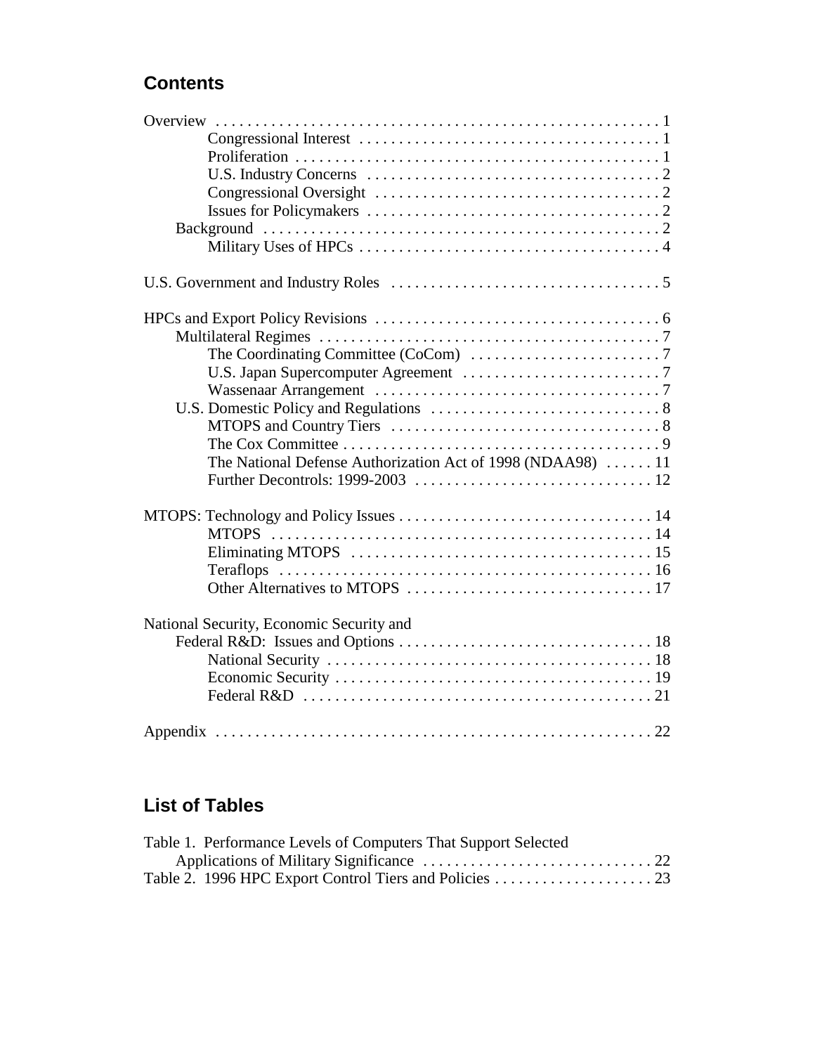## Contents

Overview . . . . . . . . . . 1
- Congressional Interest . . . . . . . . . . 1
- Proliferation . . . . . . . . . . 1
- U.S. Industry Concerns . . . . . . . . . . 2
- Congressional Oversight . . . . . . . . . . 2
- Issues for Policymakers . . . . . . . . . . 2

Background . . . . . . . . . . 2
- Military Uses of HPCs . . . . . . . . . . 4

U.S. Government and Industry Roles . . . . . . . . . . 5

HPCs and Export Policy Revisions . . . . . . . . . . 6

Multilateral Regimes . . . . . . . . . . 7
- The Coordinating Committee (CoCom) . . . . . . . . . . 7
- U.S. Japan Supercomputer Agreement . . . . . . . . . . 7
- Wassenaar Arrangement . . . . . . . . . . 7

U.S. Domestic Policy and Regulations . . . . . . . . . . 8
- MTOPS and Country Tiers . . . . . . . . . . 8
- The Cox Committee . . . . . . . . . . 9
- The National Defense Authorization Act of 1998 (NDAA98) . . . . . . 11
- Further Decontrols: 1999-2003 . . . . . . . . . . 12

MTOPS: Technology and Policy Issues . . . . . . . . . . 14
- MTOPS . . . . . . . . . . 14
- Eliminating MTOPS . . . . . . . . . . 15
- Teraflops . . . . . . . . . . 16
- Other Alternatives to MTOPS . . . . . . . . . . 17

National Security, Economic Security and Federal R&D: Issues and Options . . . . . . . . . . 18
- National Security . . . . . . . . . . 18
- Economic Security . . . . . . . . . . 19
- Federal R&D . . . . . . . . . . 21

Appendix . . . . . . . . . . 22

## List of Tables

Table 1. Performance Levels of Computers That Support Selected Applications of Military Significance . . . . . . . . . . 22

Table 2. 1996 HPC Export Control Tiers and Policies . . . . . . . . . . 23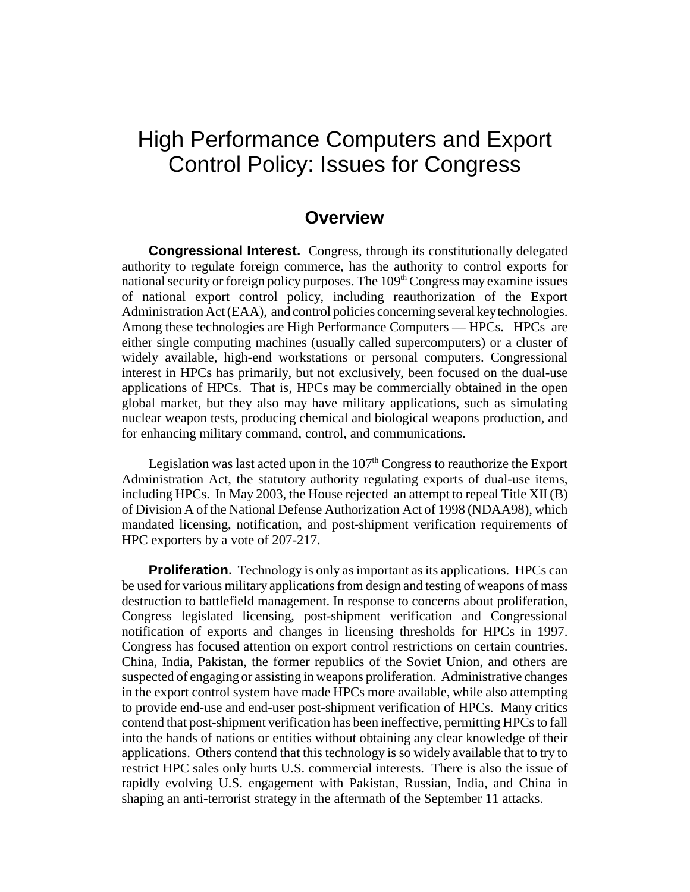# High Performance Computers and Export Control Policy: Issues for Congress

## Overview

**Congressional Interest.** Congress, through its constitutionally delegated authority to regulate foreign commerce, has the authority to control exports for national security or foreign policy purposes. The 109th Congress may examine issues of national export control policy, including reauthorization of the Export Administration Act (EAA), and control policies concerning several key technologies. Among these technologies are High Performance Computers — HPCs. HPCs are either single computing machines (usually called supercomputers) or a cluster of widely available, high-end workstations or personal computers. Congressional interest in HPCs has primarily, but not exclusively, been focused on the dual-use applications of HPCs. That is, HPCs may be commercially obtained in the open global market, but they also may have military applications, such as simulating nuclear weapon tests, producing chemical and biological weapons production, and for enhancing military command, control, and communications.

Legislation was last acted upon in the 107th Congress to reauthorize the Export Administration Act, the statutory authority regulating exports of dual-use items, including HPCs. In May 2003, the House rejected an attempt to repeal Title XII (B) of Division A of the National Defense Authorization Act of 1998 (NDAA98), which mandated licensing, notification, and post-shipment verification requirements of HPC exporters by a vote of 207-217.

**Proliferation.** Technology is only as important as its applications. HPCs can be used for various military applications from design and testing of weapons of mass destruction to battlefield management. In response to concerns about proliferation, Congress legislated licensing, post-shipment verification and Congressional notification of exports and changes in licensing thresholds for HPCs in 1997. Congress has focused attention on export control restrictions on certain countries. China, India, Pakistan, the former republics of the Soviet Union, and others are suspected of engaging or assisting in weapons proliferation. Administrative changes in the export control system have made HPCs more available, while also attempting to provide end-use and end-user post-shipment verification of HPCs. Many critics contend that post-shipment verification has been ineffective, permitting HPCs to fall into the hands of nations or entities without obtaining any clear knowledge of their applications. Others contend that this technology is so widely available that to try to restrict HPC sales only hurts U.S. commercial interests. There is also the issue of rapidly evolving U.S. engagement with Pakistan, Russian, India, and China in shaping an anti-terrorist strategy in the aftermath of the September 11 attacks.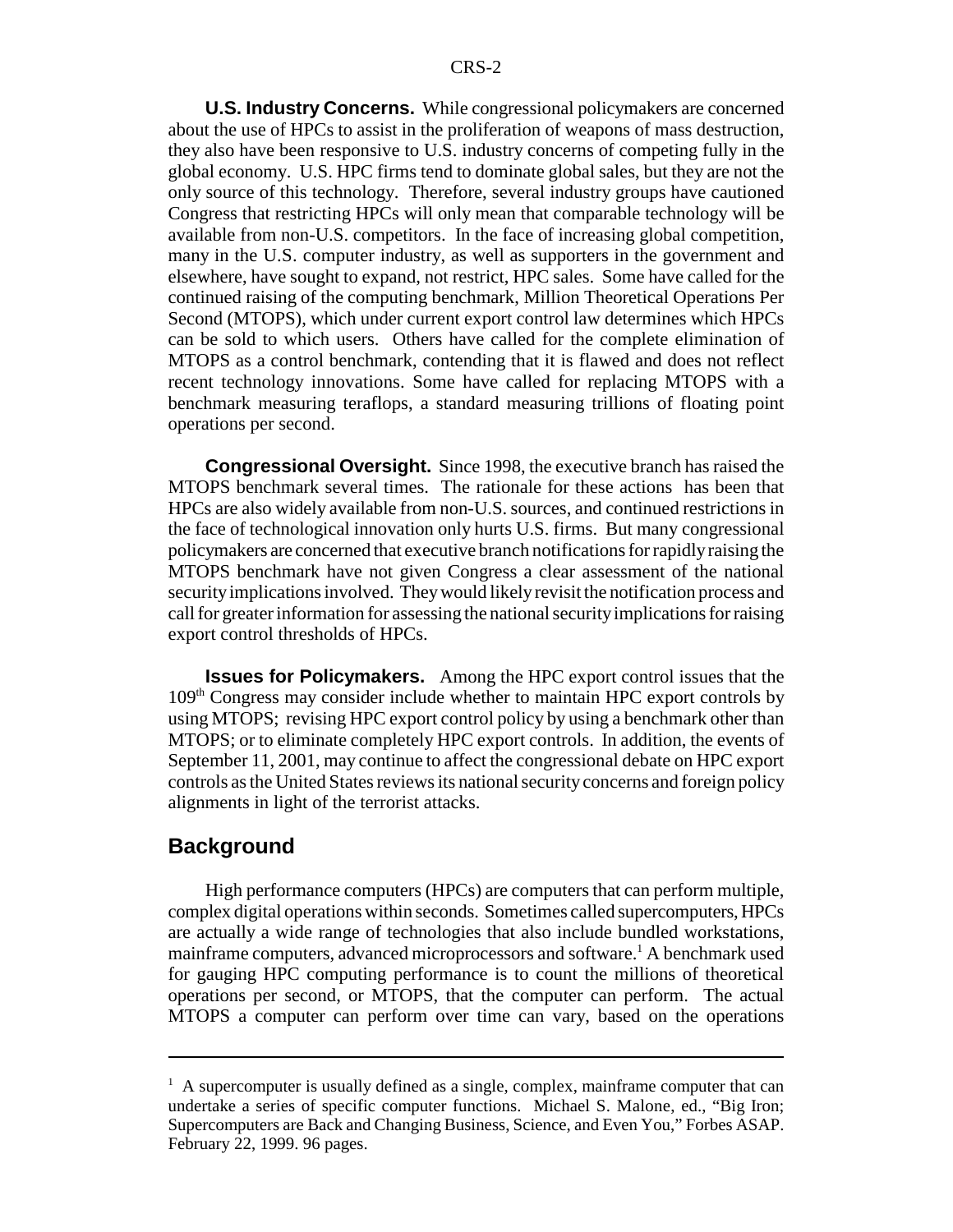**U.S. Industry Concerns.** While congressional policymakers are concerned about the use of HPCs to assist in the proliferation of weapons of mass destruction, they also have been responsive to U.S. industry concerns of competing fully in the global economy. U.S. HPC firms tend to dominate global sales, but they are not the only source of this technology. Therefore, several industry groups have cautioned Congress that restricting HPCs will only mean that comparable technology will be available from non-U.S. competitors. In the face of increasing global competition, many in the U.S. computer industry, as well as supporters in the government and elsewhere, have sought to expand, not restrict, HPC sales. Some have called for the continued raising of the computing benchmark, Million Theoretical Operations Per Second (MTOPS), which under current export control law determines which HPCs can be sold to which users. Others have called for the complete elimination of MTOPS as a control benchmark, contending that it is flawed and does not reflect recent technology innovations. Some have called for replacing MTOPS with a benchmark measuring teraflops, a standard measuring trillions of floating point operations per second.

**Congressional Oversight.** Since 1998, the executive branch has raised the MTOPS benchmark several times. The rationale for these actions has been that HPCs are also widely available from non-U.S. sources, and continued restrictions in the face of technological innovation only hurts U.S. firms. But many congressional policymakers are concerned that executive branch notifications for rapidly raising the MTOPS benchmark have not given Congress a clear assessment of the national security implications involved. They would likely revisit the notification process and call for greater information for assessing the national security implications for raising export control thresholds of HPCs.

**Issues for Policymakers.** Among the HPC export control issues that the 109th Congress may consider include whether to maintain HPC export controls by using MTOPS; revising HPC export control policy by using a benchmark other than MTOPS; or to eliminate completely HPC export controls. In addition, the events of September 11, 2001, may continue to affect the congressional debate on HPC export controls as the United States reviews its national security concerns and foreign policy alignments in light of the terrorist attacks.

## Background

High performance computers (HPCs) are computers that can perform multiple, complex digital operations within seconds. Sometimes called supercomputers, HPCs are actually a wide range of technologies that also include bundled workstations, mainframe computers, advanced microprocessors and software.[1] A benchmark used for gauging HPC computing performance is to count the millions of theoretical operations per second, or MTOPS, that the computer can perform. The actual MTOPS a computer can perform over time can vary, based on the operations

---

[1] A supercomputer is usually defined as a single, complex, mainframe computer that can undertake a series of specific computer functions. Michael S. Malone, ed., "Big Iron; Supercomputers are Back and Changing Business, Science, and Even You," Forbes ASAP. February 22, 1999. 96 pages.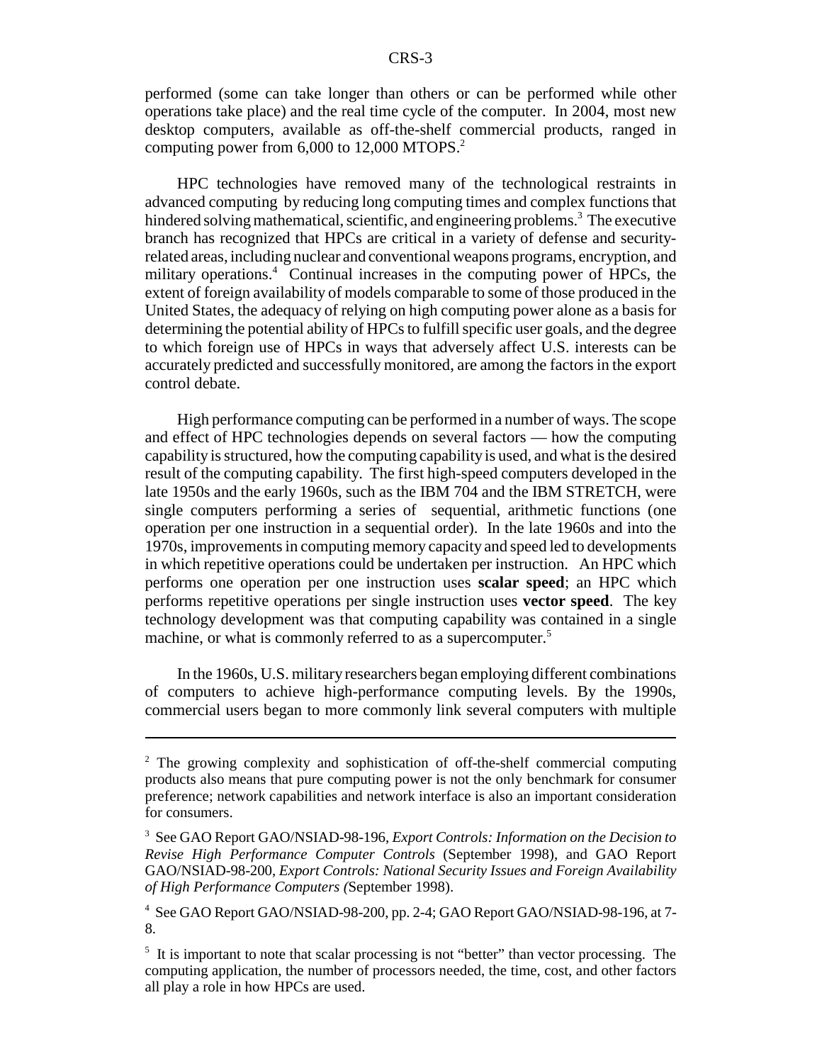performed (some can take longer than others or can be performed while other operations take place) and the real time cycle of the computer. In 2004, most new desktop computers, available as off-the-shelf commercial products, ranged in computing power from 6,000 to 12,000 MTOPS.[2]

HPC technologies have removed many of the technological restraints in advanced computing by reducing long computing times and complex functions that hindered solving mathematical, scientific, and engineering problems.[3] The executive branch has recognized that HPCs are critical in a variety of defense and security-related areas, including nuclear and conventional weapons programs, encryption, and military operations.[4] Continual increases in the computing power of HPCs, the extent of foreign availability of models comparable to some of those produced in the United States, the adequacy of relying on high computing power alone as a basis for determining the potential ability of HPCs to fulfill specific user goals, and the degree to which foreign use of HPCs in ways that adversely affect U.S. interests can be accurately predicted and successfully monitored, are among the factors in the export control debate.

High performance computing can be performed in a number of ways. The scope and effect of HPC technologies depends on several factors — how the computing capability is structured, how the computing capability is used, and what is the desired result of the computing capability. The first high-speed computers developed in the late 1950s and the early 1960s, such as the IBM 704 and the IBM STRETCH, were single computers performing a series of sequential, arithmetic functions (one operation per one instruction in a sequential order). In the late 1960s and into the 1970s, improvements in computing memory capacity and speed led to developments in which repetitive operations could be undertaken per instruction. An HPC which performs one operation per one instruction uses **scalar speed**; an HPC which performs repetitive operations per single instruction uses **vector speed**. The key technology development was that computing capability was contained in a single machine, or what is commonly referred to as a supercomputer.[5]

In the 1960s, U.S. military researchers began employing different combinations of computers to achieve high-performance computing levels. By the 1990s, commercial users began to more commonly link several computers with multiple

---

[2] The growing complexity and sophistication of off-the-shelf commercial computing products also means that pure computing power is not the only benchmark for consumer preference; network capabilities and network interface is also an important consideration for consumers.

[3] See GAO Report GAO/NSIAD-98-196, *Export Controls: Information on the Decision to Revise High Performance Computer Controls* (September 1998), and GAO Report GAO/NSIAD-98-200, *Export Controls: National Security Issues and Foreign Availability of High Performance Computers (*September 1998).

[4] See GAO Report GAO/NSIAD-98-200, pp. 2-4; GAO Report GAO/NSIAD-98-196, at 7-8.

[5] It is important to note that scalar processing is not "better" than vector processing. The computing application, the number of processors needed, the time, cost, and other factors all play a role in how HPCs are used.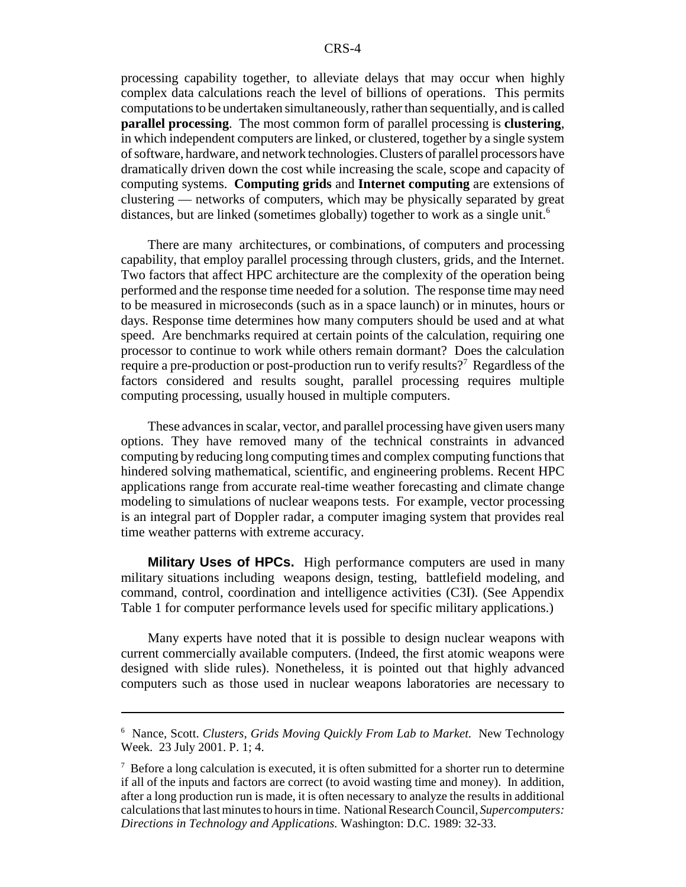processing capability together, to alleviate delays that may occur when highly complex data calculations reach the level of billions of operations. This permits computations to be undertaken simultaneously, rather than sequentially, and is called **parallel processing**. The most common form of parallel processing is **clustering**, in which independent computers are linked, or clustered, together by a single system of software, hardware, and network technologies. Clusters of parallel processors have dramatically driven down the cost while increasing the scale, scope and capacity of computing systems. **Computing grids** and **Internet computing** are extensions of clustering — networks of computers, which may be physically separated by great distances, but are linked (sometimes globally) together to work as a single unit.[6]

There are many architectures, or combinations, of computers and processing capability, that employ parallel processing through clusters, grids, and the Internet. Two factors that affect HPC architecture are the complexity of the operation being performed and the response time needed for a solution. The response time may need to be measured in microseconds (such as in a space launch) or in minutes, hours or days. Response time determines how many computers should be used and at what speed. Are benchmarks required at certain points of the calculation, requiring one processor to continue to work while others remain dormant? Does the calculation require a pre-production or post-production run to verify results?[7] Regardless of the factors considered and results sought, parallel processing requires multiple computing processing, usually housed in multiple computers.

These advances in scalar, vector, and parallel processing have given users many options. They have removed many of the technical constraints in advanced computing by reducing long computing times and complex computing functions that hindered solving mathematical, scientific, and engineering problems. Recent HPC applications range from accurate real-time weather forecasting and climate change modeling to simulations of nuclear weapons tests. For example, vector processing is an integral part of Doppler radar, a computer imaging system that provides real time weather patterns with extreme accuracy.

**Military Uses of HPCs.** High performance computers are used in many military situations including weapons design, testing, battlefield modeling, and command, control, coordination and intelligence activities (C3I). (See Appendix Table 1 for computer performance levels used for specific military applications.)

Many experts have noted that it is possible to design nuclear weapons with current commercially available computers. (Indeed, the first atomic weapons were designed with slide rules). Nonetheless, it is pointed out that highly advanced computers such as those used in nuclear weapons laboratories are necessary to

---

[6] Nance, Scott. *Clusters, Grids Moving Quickly From Lab to Market.* New Technology Week. 23 July 2001. P. 1; 4.

[7] Before a long calculation is executed, it is often submitted for a shorter run to determine if all of the inputs and factors are correct (to avoid wasting time and money). In addition, after a long production run is made, it is often necessary to analyze the results in additional calculations that last minutes to hours in time. National Research Council, *Supercomputers: Directions in Technology and Applications.* Washington: D.C. 1989: 32-33.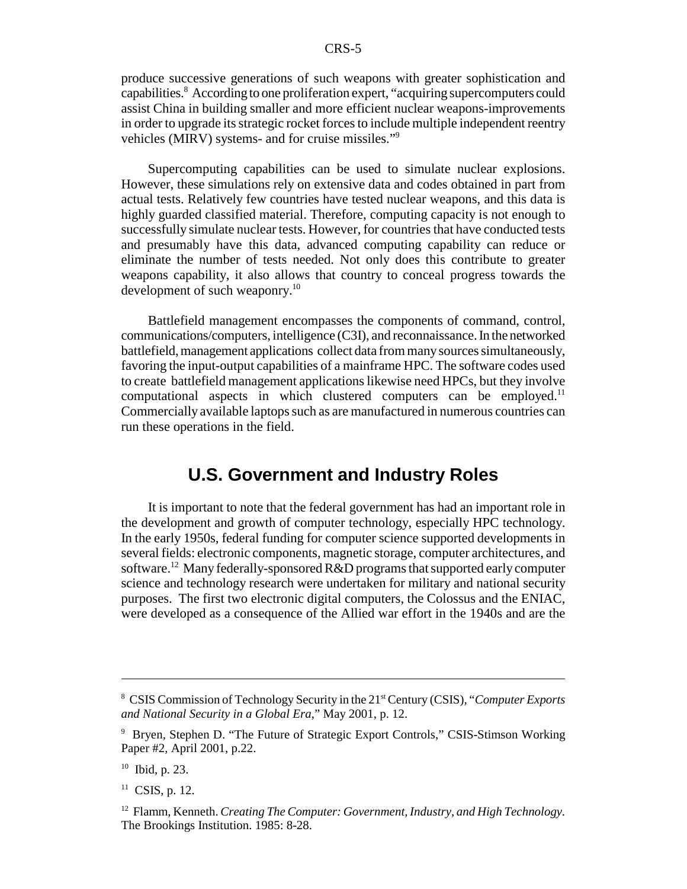produce successive generations of such weapons with greater sophistication and capabilities.[8] According to one proliferation expert, "acquiring supercomputers could assist China in building smaller and more efficient nuclear weapons-improvements in order to upgrade its strategic rocket forces to include multiple independent reentry vehicles (MIRV) systems- and for cruise missiles."[9]

Supercomputing capabilities can be used to simulate nuclear explosions. However, these simulations rely on extensive data and codes obtained in part from actual tests. Relatively few countries have tested nuclear weapons, and this data is highly guarded classified material. Therefore, computing capacity is not enough to successfully simulate nuclear tests. However, for countries that have conducted tests and presumably have this data, advanced computing capability can reduce or eliminate the number of tests needed. Not only does this contribute to greater weapons capability, it also allows that country to conceal progress towards the development of such weaponry.[10]

Battlefield management encompasses the components of command, control, communications/computers, intelligence (C3I), and reconnaissance. In the networked battlefield, management applications collect data from many sources simultaneously, favoring the input-output capabilities of a mainframe HPC. The software codes used to create battlefield management applications likewise need HPCs, but they involve computational aspects in which clustered computers can be employed.[11] Commercially available laptops such as are manufactured in numerous countries can run these operations in the field.

## U.S. Government and Industry Roles

It is important to note that the federal government has had an important role in the development and growth of computer technology, especially HPC technology. In the early 1950s, federal funding for computer science supported developments in several fields: electronic components, magnetic storage, computer architectures, and software.[12] Many federally-sponsored R&D programs that supported early computer science and technology research were undertaken for military and national security purposes. The first two electronic digital computers, the Colossus and the ENIAC, were developed as a consequence of the Allied war effort in the 1940s and are the

---

[8] CSIS Commission of Technology Security in the 21st Century (CSIS), "*Computer Exports and National Security in a Global Era*," May 2001, p. 12.

[9] Bryen, Stephen D. "The Future of Strategic Export Controls," CSIS-Stimson Working Paper #2, April 2001, p.22.

[10] Ibid, p. 23.

[11] CSIS, p. 12.

[12] Flamm, Kenneth. *Creating The Computer: Government, Industry, and High Technology.* The Brookings Institution. 1985: 8-28.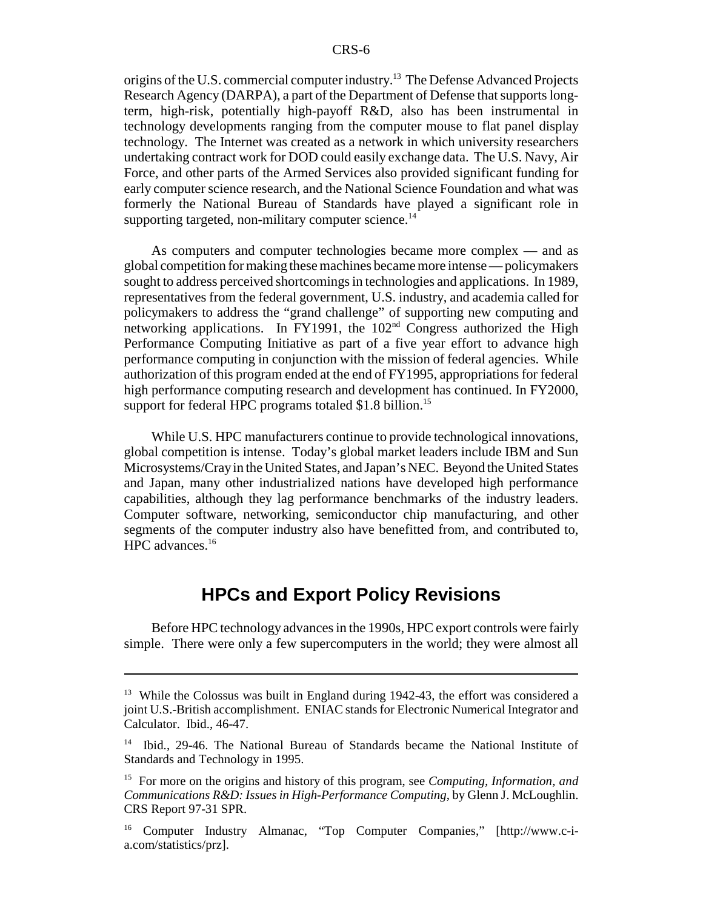origins of the U.S. commercial computer industry.[13] The Defense Advanced Projects Research Agency (DARPA), a part of the Department of Defense that supports long-term, high-risk, potentially high-payoff R&D, also has been instrumental in technology developments ranging from the computer mouse to flat panel display technology. The Internet was created as a network in which university researchers undertaking contract work for DOD could easily exchange data. The U.S. Navy, Air Force, and other parts of the Armed Services also provided significant funding for early computer science research, and the National Science Foundation and what was formerly the National Bureau of Standards have played a significant role in supporting targeted, non-military computer science.[14]

As computers and computer technologies became more complex — and as global competition for making these machines became more intense — policymakers sought to address perceived shortcomings in technologies and applications. In 1989, representatives from the federal government, U.S. industry, and academia called for policymakers to address the "grand challenge" of supporting new computing and networking applications. In FY1991, the 102nd Congress authorized the High Performance Computing Initiative as part of a five year effort to advance high performance computing in conjunction with the mission of federal agencies. While authorization of this program ended at the end of FY1995, appropriations for federal high performance computing research and development has continued. In FY2000, support for federal HPC programs totaled $1.8 billion.[15]

While U.S. HPC manufacturers continue to provide technological innovations, global competition is intense. Today's global market leaders include IBM and Sun Microsystems/Cray in the United States, and Japan's NEC. Beyond the United States and Japan, many other industrialized nations have developed high performance capabilities, although they lag performance benchmarks of the industry leaders. Computer software, networking, semiconductor chip manufacturing, and other segments of the computer industry also have benefitted from, and contributed to, HPC advances.[16]

## HPCs and Export Policy Revisions

Before HPC technology advances in the 1990s, HPC export controls were fairly simple. There were only a few supercomputers in the world; they were almost all

---

[13] While the Colossus was built in England during 1942-43, the effort was considered a joint U.S.-British accomplishment. ENIAC stands for Electronic Numerical Integrator and Calculator. Ibid., 46-47.

[14] Ibid., 29-46. The National Bureau of Standards became the National Institute of Standards and Technology in 1995.

[15] For more on the origins and history of this program, see *Computing, Information, and Communications R&D: Issues in High-Performance Computing*, by Glenn J. McLoughlin. CRS Report 97-31 SPR.

[16] Computer Industry Almanac, "Top Computer Companies," [http://www.c-i-a.com/statistics/prz].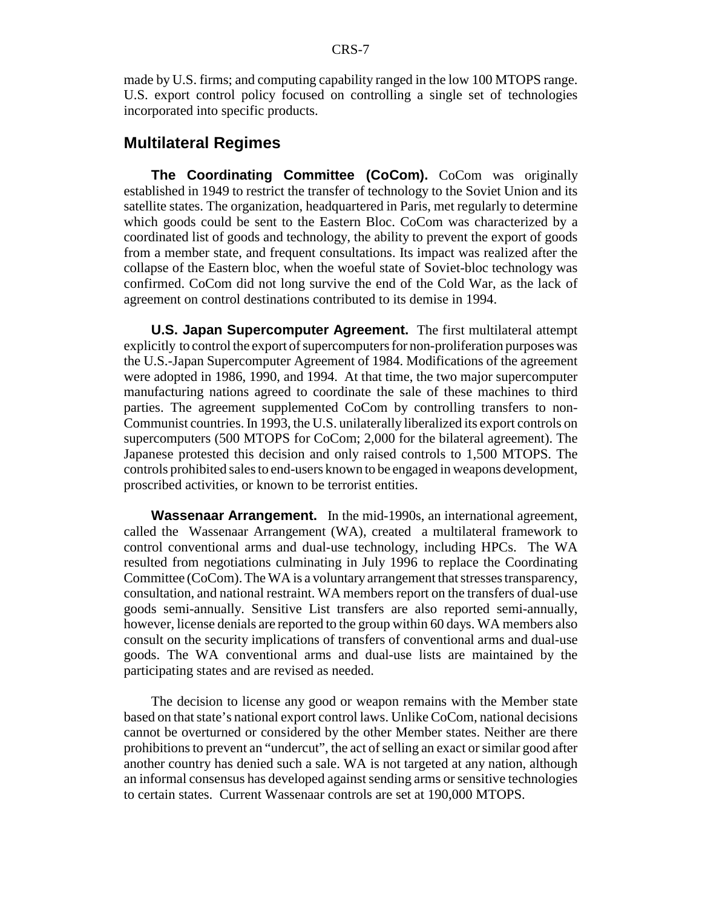made by U.S. firms; and computing capability ranged in the low 100 MTOPS range. U.S. export control policy focused on controlling a single set of technologies incorporated into specific products.

## Multilateral Regimes

**The Coordinating Committee (CoCom).** CoCom was originally established in 1949 to restrict the transfer of technology to the Soviet Union and its satellite states. The organization, headquartered in Paris, met regularly to determine which goods could be sent to the Eastern Bloc. CoCom was characterized by a coordinated list of goods and technology, the ability to prevent the export of goods from a member state, and frequent consultations. Its impact was realized after the collapse of the Eastern bloc, when the woeful state of Soviet-bloc technology was confirmed. CoCom did not long survive the end of the Cold War, as the lack of agreement on control destinations contributed to its demise in 1994.

**U.S. Japan Supercomputer Agreement.** The first multilateral attempt explicitly to control the export of supercomputers for non-proliferation purposes was the U.S.-Japan Supercomputer Agreement of 1984. Modifications of the agreement were adopted in 1986, 1990, and 1994. At that time, the two major supercomputer manufacturing nations agreed to coordinate the sale of these machines to third parties. The agreement supplemented CoCom by controlling transfers to non-Communist countries. In 1993, the U.S. unilaterally liberalized its export controls on supercomputers (500 MTOPS for CoCom; 2,000 for the bilateral agreement). The Japanese protested this decision and only raised controls to 1,500 MTOPS. The controls prohibited sales to end-users known to be engaged in weapons development, proscribed activities, or known to be terrorist entities.

**Wassenaar Arrangement.** In the mid-1990s, an international agreement, called the Wassenaar Arrangement (WA), created a multilateral framework to control conventional arms and dual-use technology, including HPCs. The WA resulted from negotiations culminating in July 1996 to replace the Coordinating Committee (CoCom). The WA is a voluntary arrangement that stresses transparency, consultation, and national restraint. WA members report on the transfers of dual-use goods semi-annually. Sensitive List transfers are also reported semi-annually, however, license denials are reported to the group within 60 days. WA members also consult on the security implications of transfers of conventional arms and dual-use goods. The WA conventional arms and dual-use lists are maintained by the participating states and are revised as needed.

The decision to license any good or weapon remains with the Member state based on that state's national export control laws. Unlike CoCom, national decisions cannot be overturned or considered by the other Member states. Neither are there prohibitions to prevent an "undercut", the act of selling an exact or similar good after another country has denied such a sale. WA is not targeted at any nation, although an informal consensus has developed against sending arms or sensitive technologies to certain states. Current Wassenaar controls are set at 190,000 MTOPS.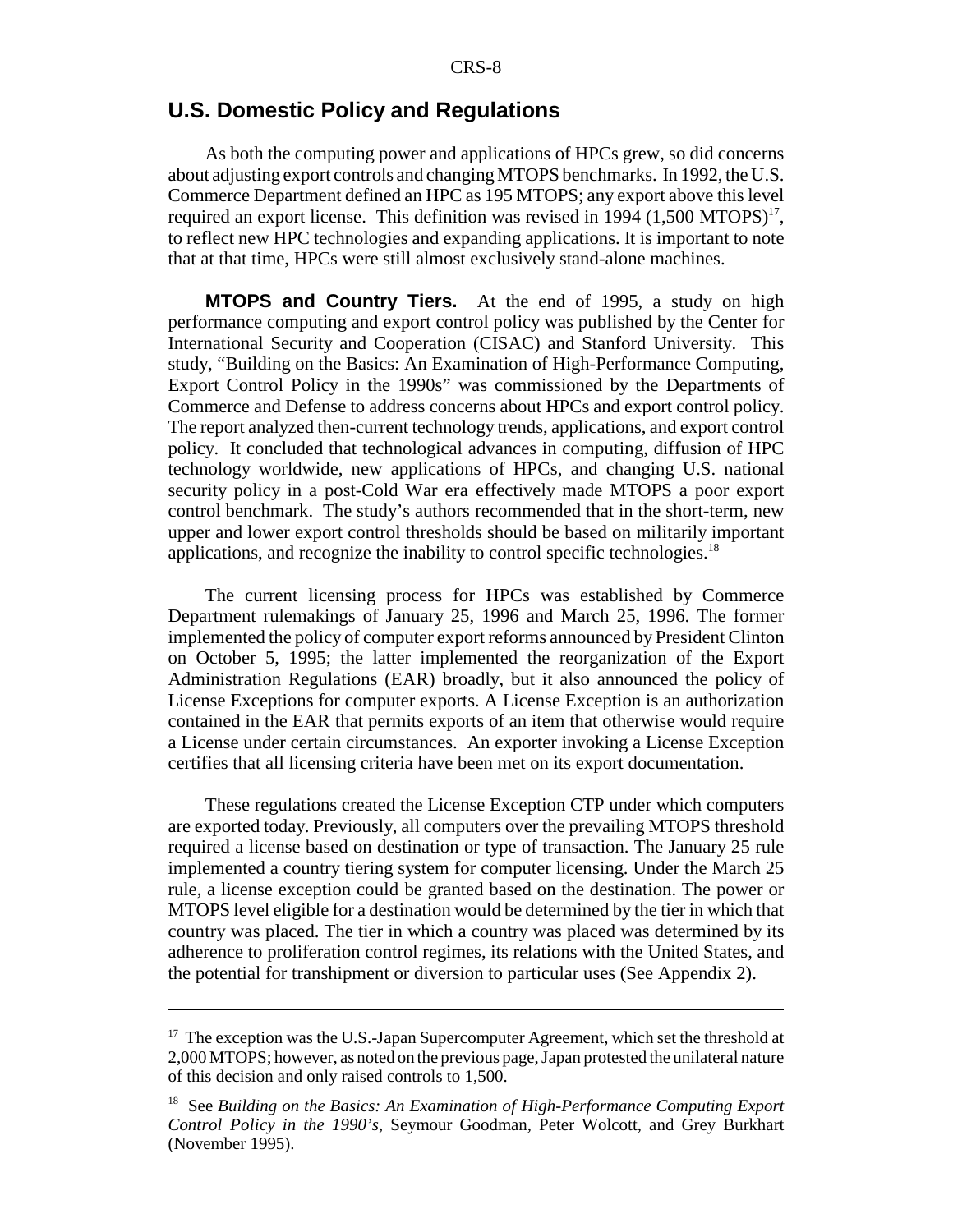## U.S. Domestic Policy and Regulations

As both the computing power and applications of HPCs grew, so did concerns about adjusting export controls and changing MTOPS benchmarks. In 1992, the U.S. Commerce Department defined an HPC as 195 MTOPS; any export above this level required an export license. This definition was revised in 1994 (1,500 MTOPS)[17], to reflect new HPC technologies and expanding applications. It is important to note that at that time, HPCs were still almost exclusively stand-alone machines.

**MTOPS and Country Tiers.** At the end of 1995, a study on high performance computing and export control policy was published by the Center for International Security and Cooperation (CISAC) and Stanford University. This study, "Building on the Basics: An Examination of High-Performance Computing, Export Control Policy in the 1990s" was commissioned by the Departments of Commerce and Defense to address concerns about HPCs and export control policy. The report analyzed then-current technology trends, applications, and export control policy. It concluded that technological advances in computing, diffusion of HPC technology worldwide, new applications of HPCs, and changing U.S. national security policy in a post-Cold War era effectively made MTOPS a poor export control benchmark. The study's authors recommended that in the short-term, new upper and lower export control thresholds should be based on militarily important applications, and recognize the inability to control specific technologies.[18]

The current licensing process for HPCs was established by Commerce Department rulemakings of January 25, 1996 and March 25, 1996. The former implemented the policy of computer export reforms announced by President Clinton on October 5, 1995; the latter implemented the reorganization of the Export Administration Regulations (EAR) broadly, but it also announced the policy of License Exceptions for computer exports. A License Exception is an authorization contained in the EAR that permits exports of an item that otherwise would require a License under certain circumstances. An exporter invoking a License Exception certifies that all licensing criteria have been met on its export documentation.

These regulations created the License Exception CTP under which computers are exported today. Previously, all computers over the prevailing MTOPS threshold required a license based on destination or type of transaction. The January 25 rule implemented a country tiering system for computer licensing. Under the March 25 rule, a license exception could be granted based on the destination. The power or MTOPS level eligible for a destination would be determined by the tier in which that country was placed. The tier in which a country was placed was determined by its adherence to proliferation control regimes, its relations with the United States, and the potential for transhipment or diversion to particular uses (See Appendix 2).

---

[17] The exception was the U.S.-Japan Supercomputer Agreement, which set the threshold at 2,000 MTOPS; however, as noted on the previous page, Japan protested the unilateral nature of this decision and only raised controls to 1,500.

[18] See *Building on the Basics: An Examination of High-Performance Computing Export Control Policy in the 1990's*, Seymour Goodman, Peter Wolcott, and Grey Burkhart (November 1995).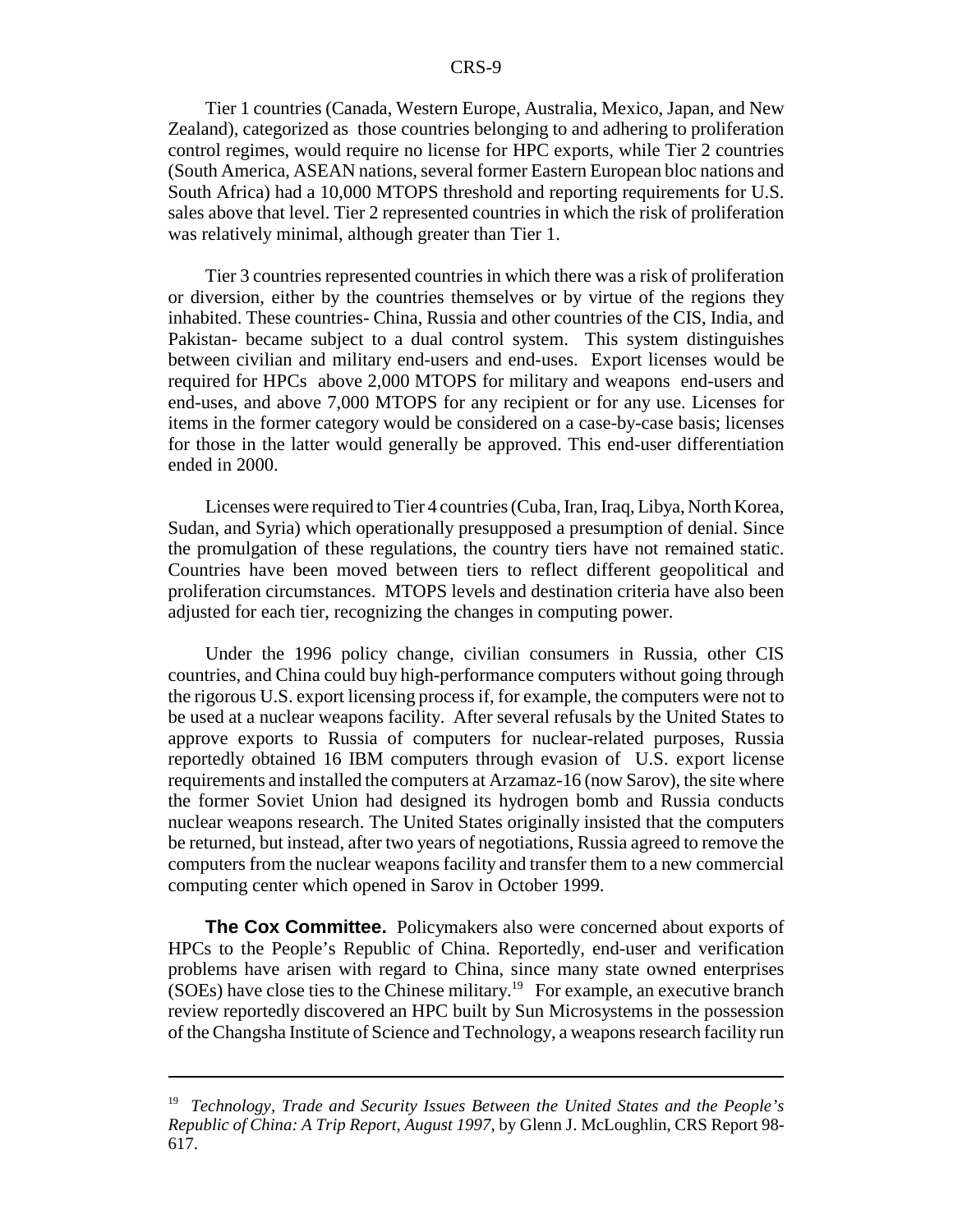Tier 1 countries (Canada, Western Europe, Australia, Mexico, Japan, and New Zealand), categorized as those countries belonging to and adhering to proliferation control regimes, would require no license for HPC exports, while Tier 2 countries (South America, ASEAN nations, several former Eastern European bloc nations and South Africa) had a 10,000 MTOPS threshold and reporting requirements for U.S. sales above that level. Tier 2 represented countries in which the risk of proliferation was relatively minimal, although greater than Tier 1.

Tier 3 countries represented countries in which there was a risk of proliferation or diversion, either by the countries themselves or by virtue of the regions they inhabited. These countries- China, Russia and other countries of the CIS, India, and Pakistan- became subject to a dual control system. This system distinguishes between civilian and military end-users and end-uses. Export licenses would be required for HPCs above 2,000 MTOPS for military and weapons end-users and end-uses, and above 7,000 MTOPS for any recipient or for any use. Licenses for items in the former category would be considered on a case-by-case basis; licenses for those in the latter would generally be approved. This end-user differentiation ended in 2000.

Licenses were required to Tier 4 countries (Cuba, Iran, Iraq, Libya, North Korea, Sudan, and Syria) which operationally presupposed a presumption of denial. Since the promulgation of these regulations, the country tiers have not remained static. Countries have been moved between tiers to reflect different geopolitical and proliferation circumstances. MTOPS levels and destination criteria have also been adjusted for each tier, recognizing the changes in computing power.

Under the 1996 policy change, civilian consumers in Russia, other CIS countries, and China could buy high-performance computers without going through the rigorous U.S. export licensing process if, for example, the computers were not to be used at a nuclear weapons facility. After several refusals by the United States to approve exports to Russia of computers for nuclear-related purposes, Russia reportedly obtained 16 IBM computers through evasion of U.S. export license requirements and installed the computers at Arzamaz-16 (now Sarov), the site where the former Soviet Union had designed its hydrogen bomb and Russia conducts nuclear weapons research. The United States originally insisted that the computers be returned, but instead, after two years of negotiations, Russia agreed to remove the computers from the nuclear weapons facility and transfer them to a new commercial computing center which opened in Sarov in October 1999.

**The Cox Committee.** Policymakers also were concerned about exports of HPCs to the People's Republic of China. Reportedly, end-user and verification problems have arisen with regard to China, since many state owned enterprises (SOEs) have close ties to the Chinese military.[19] For example, an executive branch review reportedly discovered an HPC built by Sun Microsystems in the possession of the Changsha Institute of Science and Technology, a weapons research facility run

---

[19] *Technology, Trade and Security Issues Between the United States and the People's Republic of China: A Trip Report, August 1997*, by Glenn J. McLoughlin, CRS Report 98-617.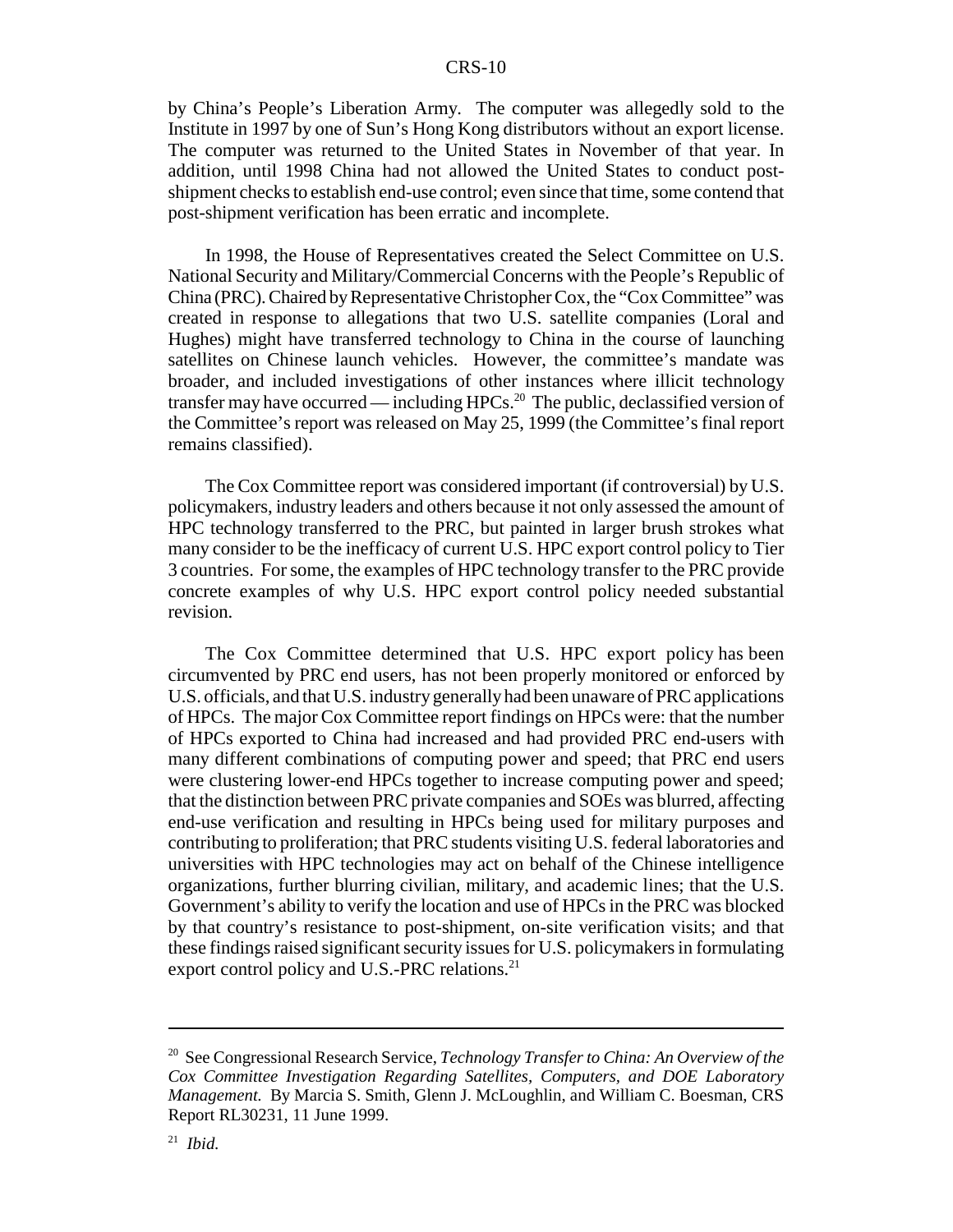by China's People's Liberation Army. The computer was allegedly sold to the Institute in 1997 by one of Sun's Hong Kong distributors without an export license. The computer was returned to the United States in November of that year. In addition, until 1998 China had not allowed the United States to conduct post-shipment checks to establish end-use control; even since that time, some contend that post-shipment verification has been erratic and incomplete.

In 1998, the House of Representatives created the Select Committee on U.S. National Security and Military/Commercial Concerns with the People's Republic of China (PRC). Chaired by Representative Christopher Cox, the "Cox Committee" was created in response to allegations that two U.S. satellite companies (Loral and Hughes) might have transferred technology to China in the course of launching satellites on Chinese launch vehicles. However, the committee's mandate was broader, and included investigations of other instances where illicit technology transfer may have occurred — including HPCs.[20] The public, declassified version of the Committee's report was released on May 25, 1999 (the Committee's final report remains classified).

The Cox Committee report was considered important (if controversial) by U.S. policymakers, industry leaders and others because it not only assessed the amount of HPC technology transferred to the PRC, but painted in larger brush strokes what many consider to be the inefficacy of current U.S. HPC export control policy to Tier 3 countries. For some, the examples of HPC technology transfer to the PRC provide concrete examples of why U.S. HPC export control policy needed substantial revision.

The Cox Committee determined that U.S. HPC export policy has been circumvented by PRC end users, has not been properly monitored or enforced by U.S. officials, and that U.S. industry generally had been unaware of PRC applications of HPCs. The major Cox Committee report findings on HPCs were: that the number of HPCs exported to China had increased and had provided PRC end-users with many different combinations of computing power and speed; that PRC end users were clustering lower-end HPCs together to increase computing power and speed; that the distinction between PRC private companies and SOEs was blurred, affecting end-use verification and resulting in HPCs being used for military purposes and contributing to proliferation; that PRC students visiting U.S. federal laboratories and universities with HPC technologies may act on behalf of the Chinese intelligence organizations, further blurring civilian, military, and academic lines; that the U.S. Government's ability to verify the location and use of HPCs in the PRC was blocked by that country's resistance to post-shipment, on-site verification visits; and that these findings raised significant security issues for U.S. policymakers in formulating export control policy and U.S.-PRC relations.[21]

---

[20] See Congressional Research Service, *Technology Transfer to China: An Overview of the Cox Committee Investigation Regarding Satellites, Computers, and DOE Laboratory Management.* By Marcia S. Smith, Glenn J. McLoughlin, and William C. Boesman, CRS Report RL30231, 11 June 1999.

[21] *Ibid.*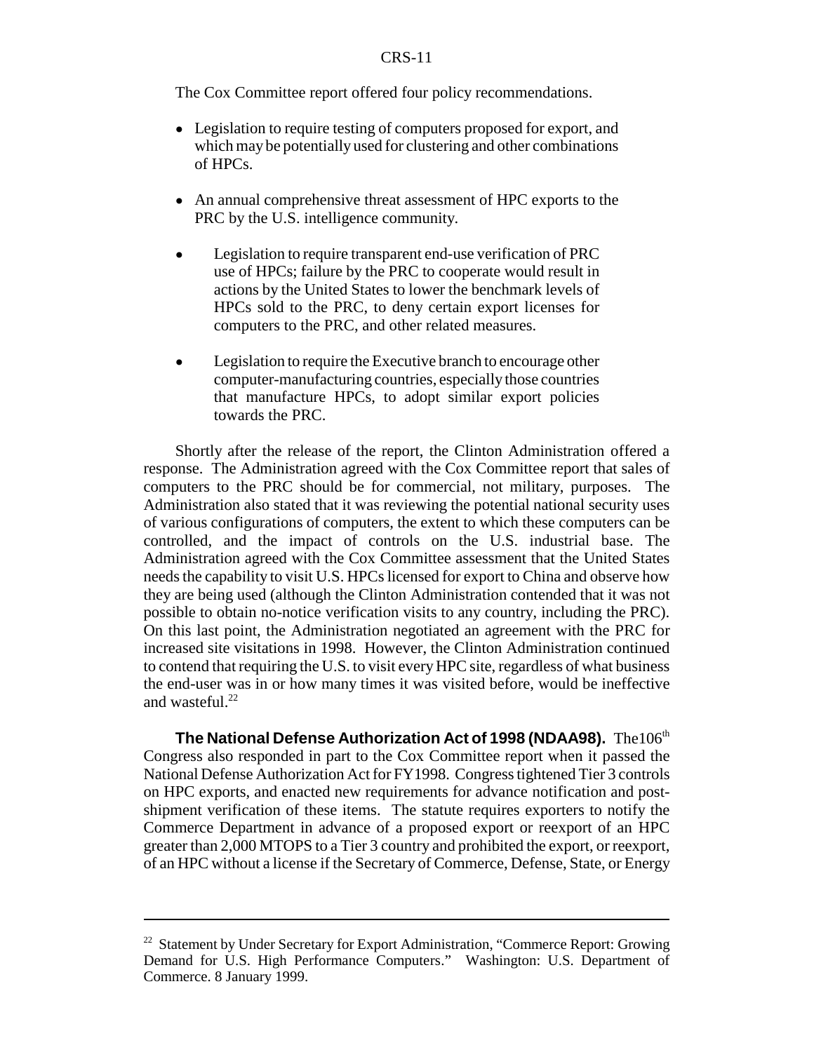The Cox Committee report offered four policy recommendations.

- Legislation to require testing of computers proposed for export, and which may be potentially used for clustering and other combinations of HPCs.
- An annual comprehensive threat assessment of HPC exports to the PRC by the U.S. intelligence community.
- Legislation to require transparent end-use verification of PRC use of HPCs; failure by the PRC to cooperate would result in actions by the United States to lower the benchmark levels of HPCs sold to the PRC, to deny certain export licenses for computers to the PRC, and other related measures.
- Legislation to require the Executive branch to encourage other computer-manufacturing countries, especially those countries that manufacture HPCs, to adopt similar export policies towards the PRC.

Shortly after the release of the report, the Clinton Administration offered a response. The Administration agreed with the Cox Committee report that sales of computers to the PRC should be for commercial, not military, purposes. The Administration also stated that it was reviewing the potential national security uses of various configurations of computers, the extent to which these computers can be controlled, and the impact of controls on the U.S. industrial base. The Administration agreed with the Cox Committee assessment that the United States needs the capability to visit U.S. HPCs licensed for export to China and observe how they are being used (although the Clinton Administration contended that it was not possible to obtain no-notice verification visits to any country, including the PRC). On this last point, the Administration negotiated an agreement with the PRC for increased site visitations in 1998. However, the Clinton Administration continued to contend that requiring the U.S. to visit every HPC site, regardless of what business the end-user was in or how many times it was visited before, would be ineffective and wasteful.[22]

**The National Defense Authorization Act of 1998 (NDAA98).** The 106th Congress also responded in part to the Cox Committee report when it passed the National Defense Authorization Act for FY1998. Congress tightened Tier 3 controls on HPC exports, and enacted new requirements for advance notification and post-shipment verification of these items. The statute requires exporters to notify the Commerce Department in advance of a proposed export or reexport of an HPC greater than 2,000 MTOPS to a Tier 3 country and prohibited the export, or reexport, of an HPC without a license if the Secretary of Commerce, Defense, State, or Energy

---

[22] Statement by Under Secretary for Export Administration, "Commerce Report: Growing Demand for U.S. High Performance Computers." Washington: U.S. Department of Commerce. 8 January 1999.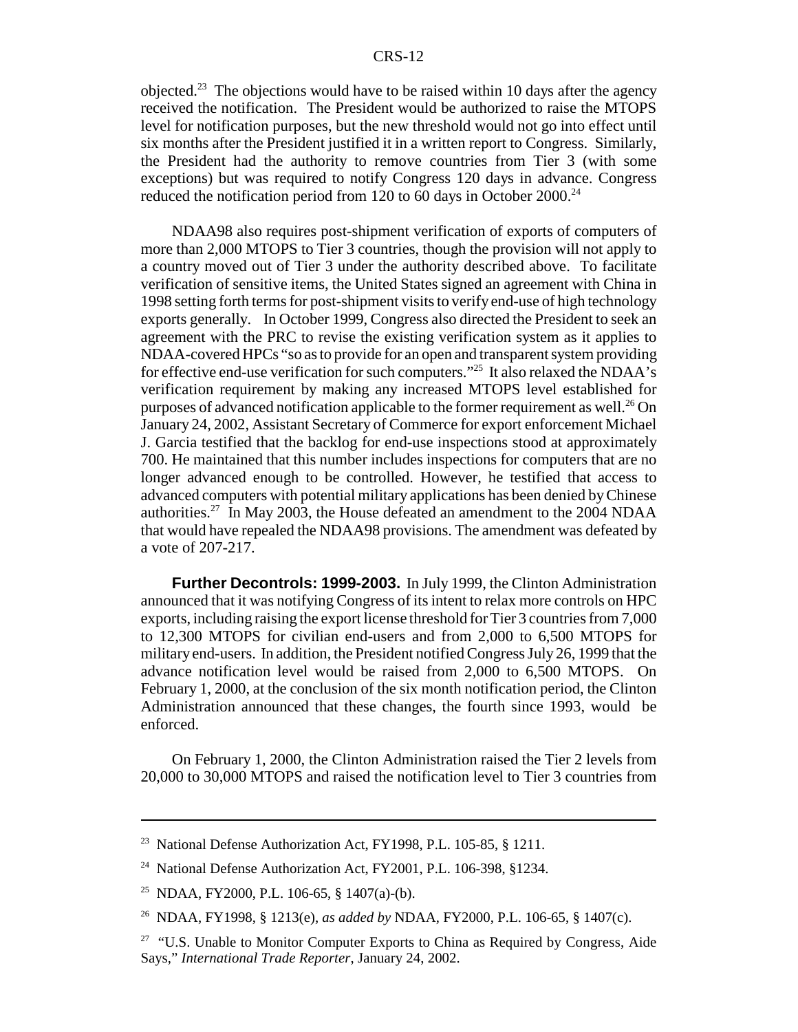objected.[23] The objections would have to be raised within 10 days after the agency received the notification. The President would be authorized to raise the MTOPS level for notification purposes, but the new threshold would not go into effect until six months after the President justified it in a written report to Congress. Similarly, the President had the authority to remove countries from Tier 3 (with some exceptions) but was required to notify Congress 120 days in advance. Congress reduced the notification period from 120 to 60 days in October 2000.[24]

NDAA98 also requires post-shipment verification of exports of computers of more than 2,000 MTOPS to Tier 3 countries, though the provision will not apply to a country moved out of Tier 3 under the authority described above. To facilitate verification of sensitive items, the United States signed an agreement with China in 1998 setting forth terms for post-shipment visits to verify end-use of high technology exports generally. In October 1999, Congress also directed the President to seek an agreement with the PRC to revise the existing verification system as it applies to NDAA-covered HPCs "so as to provide for an open and transparent system providing for effective end-use verification for such computers."[25] It also relaxed the NDAA's verification requirement by making any increased MTOPS level established for purposes of advanced notification applicable to the former requirement as well.[26] On January 24, 2002, Assistant Secretary of Commerce for export enforcement Michael J. Garcia testified that the backlog for end-use inspections stood at approximately 700. He maintained that this number includes inspections for computers that are no longer advanced enough to be controlled. However, he testified that access to advanced computers with potential military applications has been denied by Chinese authorities.[27] In May 2003, the House defeated an amendment to the 2004 NDAA that would have repealed the NDAA98 provisions. The amendment was defeated by a vote of 207-217.

**Further Decontrols: 1999-2003.** In July 1999, the Clinton Administration announced that it was notifying Congress of its intent to relax more controls on HPC exports, including raising the export license threshold for Tier 3 countries from 7,000 to 12,300 MTOPS for civilian end-users and from 2,000 to 6,500 MTOPS for military end-users. In addition, the President notified Congress July 26, 1999 that the advance notification level would be raised from 2,000 to 6,500 MTOPS. On February 1, 2000, at the conclusion of the six month notification period, the Clinton Administration announced that these changes, the fourth since 1993, would be enforced.

On February 1, 2000, the Clinton Administration raised the Tier 2 levels from 20,000 to 30,000 MTOPS and raised the notification level to Tier 3 countries from

---

[23] National Defense Authorization Act, FY1998, P.L. 105-85, § 1211.

[24] National Defense Authorization Act, FY2001, P.L. 106-398, §1234.

[25] NDAA, FY2000, P.L. 106-65, § 1407(a)-(b).

[26] NDAA, FY1998, § 1213(e), *as added by* NDAA, FY2000, P.L. 106-65, § 1407(c).

[27] "U.S. Unable to Monitor Computer Exports to China as Required by Congress, Aide Says," *International Trade Reporter*, January 24, 2002.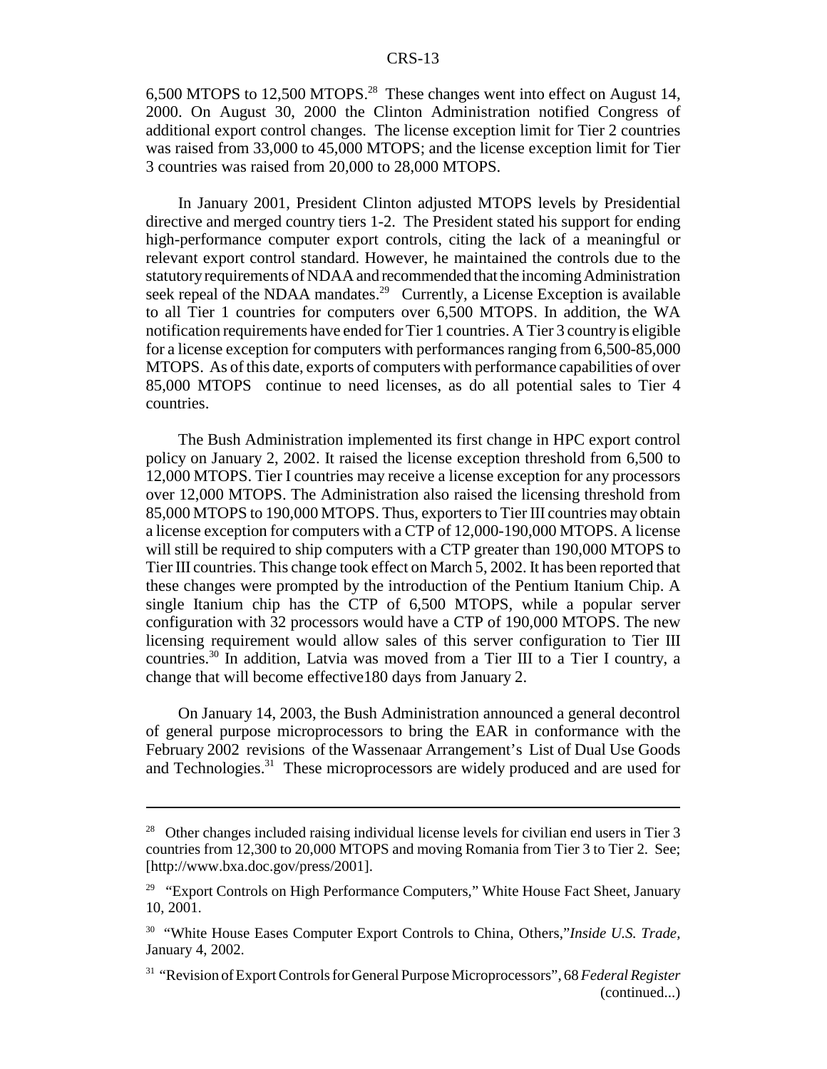6,500 MTOPS to 12,500 MTOPS.[28] These changes went into effect on August 14, 2000. On August 30, 2000 the Clinton Administration notified Congress of additional export control changes. The license exception limit for Tier 2 countries was raised from 33,000 to 45,000 MTOPS; and the license exception limit for Tier 3 countries was raised from 20,000 to 28,000 MTOPS.

In January 2001, President Clinton adjusted MTOPS levels by Presidential directive and merged country tiers 1-2. The President stated his support for ending high-performance computer export controls, citing the lack of a meaningful or relevant export control standard. However, he maintained the controls due to the statutory requirements of NDAA and recommended that the incoming Administration seek repeal of the NDAA mandates.[29] Currently, a License Exception is available to all Tier 1 countries for computers over 6,500 MTOPS. In addition, the WA notification requirements have ended for Tier 1 countries. A Tier 3 country is eligible for a license exception for computers with performances ranging from 6,500-85,000 MTOPS. As of this date, exports of computers with performance capabilities of over 85,000 MTOPS continue to need licenses, as do all potential sales to Tier 4 countries.

The Bush Administration implemented its first change in HPC export control policy on January 2, 2002. It raised the license exception threshold from 6,500 to 12,000 MTOPS. Tier I countries may receive a license exception for any processors over 12,000 MTOPS. The Administration also raised the licensing threshold from 85,000 MTOPS to 190,000 MTOPS. Thus, exporters to Tier III countries may obtain a license exception for computers with a CTP of 12,000-190,000 MTOPS. A license will still be required to ship computers with a CTP greater than 190,000 MTOPS to Tier III countries. This change took effect on March 5, 2002. It has been reported that these changes were prompted by the introduction of the Pentium Itanium Chip. A single Itanium chip has the CTP of 6,500 MTOPS, while a popular server configuration with 32 processors would have a CTP of 190,000 MTOPS. The new licensing requirement would allow sales of this server configuration to Tier III countries.[30] In addition, Latvia was moved from a Tier III to a Tier I country, a change that will become effective180 days from January 2.

On January 14, 2003, the Bush Administration announced a general decontrol of general purpose microprocessors to bring the EAR in conformance with the February 2002 revisions of the Wassenaar Arrangement's List of Dual Use Goods and Technologies.[31] These microprocessors are widely produced and are used for

---

[28] Other changes included raising individual license levels for civilian end users in Tier 3 countries from 12,300 to 20,000 MTOPS and moving Romania from Tier 3 to Tier 2. See; [http://www.bxa.doc.gov/press/2001].

[29] "Export Controls on High Performance Computers," White House Fact Sheet, January 10, 2001.

[30] "White House Eases Computer Export Controls to China, Others,"*Inside U.S. Trade*, January 4, 2002.

[31] "Revision of Export Controls for General Purpose Microprocessors", 68 *Federal Register* (continued...)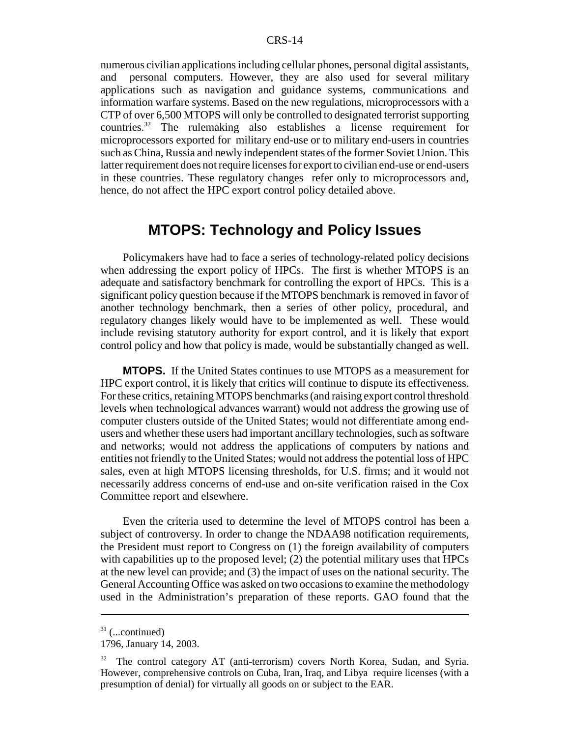numerous civilian applications including cellular phones, personal digital assistants, and personal computers. However, they are also used for several military applications such as navigation and guidance systems, communications and information warfare systems. Based on the new regulations, microprocessors with a CTP of over 6,500 MTOPS will only be controlled to designated terrorist supporting countries.[32] The rulemaking also establishes a license requirement for microprocessors exported for military end-use or to military end-users in countries such as China, Russia and newly independent states of the former Soviet Union. This latter requirement does not require licenses for export to civilian end-use or end-users in these countries. These regulatory changes refer only to microprocessors and, hence, do not affect the HPC export control policy detailed above.

## MTOPS: Technology and Policy Issues

Policymakers have had to face a series of technology-related policy decisions when addressing the export policy of HPCs. The first is whether MTOPS is an adequate and satisfactory benchmark for controlling the export of HPCs. This is a significant policy question because if the MTOPS benchmark is removed in favor of another technology benchmark, then a series of other policy, procedural, and regulatory changes likely would have to be implemented as well. These would include revising statutory authority for export control, and it is likely that export control policy and how that policy is made, would be substantially changed as well.

**MTOPS.** If the United States continues to use MTOPS as a measurement for HPC export control, it is likely that critics will continue to dispute its effectiveness. For these critics, retaining MTOPS benchmarks (and raising export control threshold levels when technological advances warrant) would not address the growing use of computer clusters outside of the United States; would not differentiate among end-users and whether these users had important ancillary technologies, such as software and networks; would not address the applications of computers by nations and entities not friendly to the United States; would not address the potential loss of HPC sales, even at high MTOPS licensing thresholds, for U.S. firms; and it would not necessarily address concerns of end-use and on-site verification raised in the Cox Committee report and elsewhere.

Even the criteria used to determine the level of MTOPS control has been a subject of controversy. In order to change the NDAA98 notification requirements, the President must report to Congress on (1) the foreign availability of computers with capabilities up to the proposed level; (2) the potential military uses that HPCs at the new level can provide; and (3) the impact of uses on the national security. The General Accounting Office was asked on two occasions to examine the methodology used in the Administration's preparation of these reports. GAO found that the

---

[31] (...continued)
1796, January 14, 2003.

[32] The control category AT (anti-terrorism) covers North Korea, Sudan, and Syria. However, comprehensive controls on Cuba, Iran, Iraq, and Libya require licenses (with a presumption of denial) for virtually all goods on or subject to the EAR.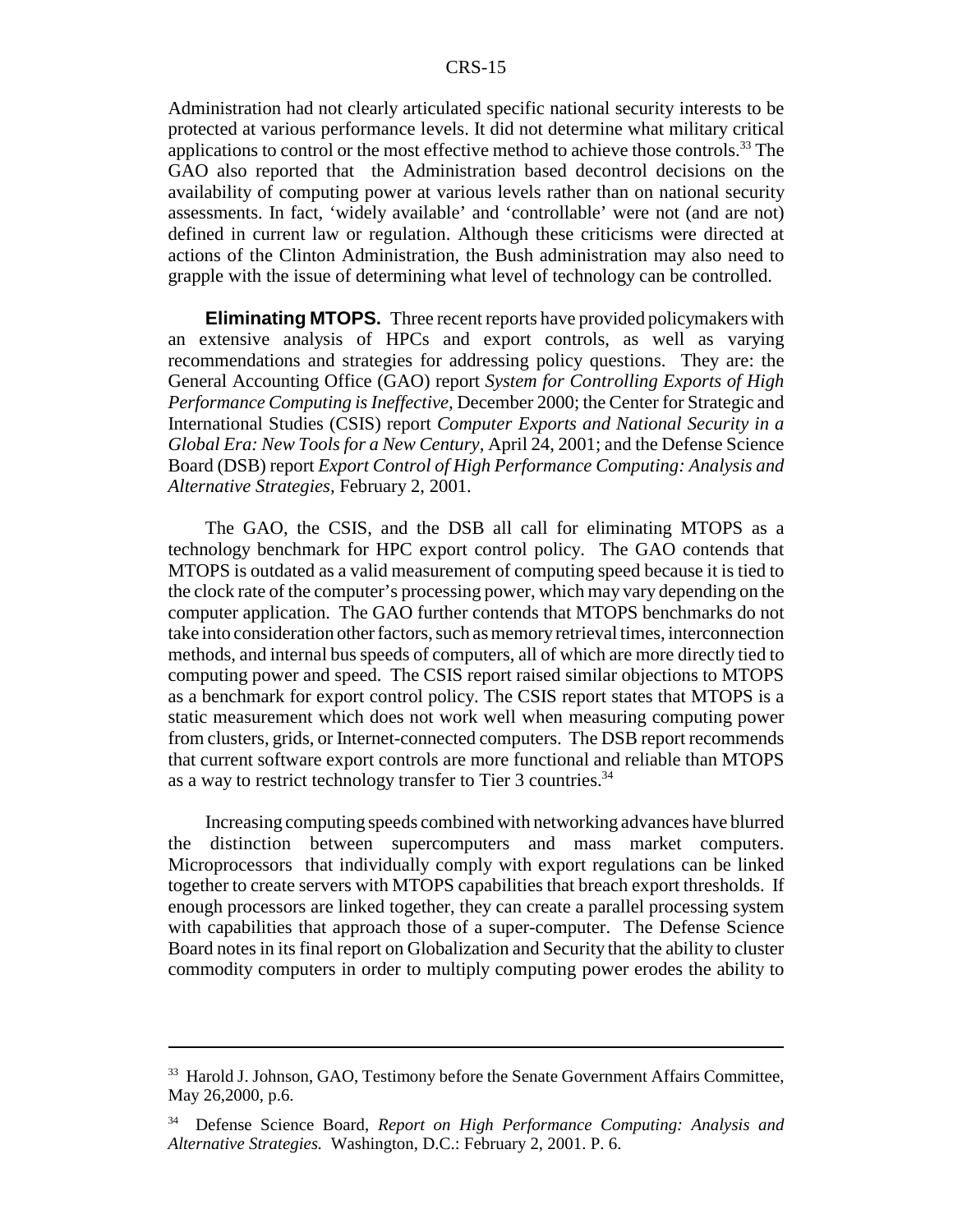Administration had not clearly articulated specific national security interests to be protected at various performance levels. It did not determine what military critical applications to control or the most effective method to achieve those controls.[33] The GAO also reported that the Administration based decontrol decisions on the availability of computing power at various levels rather than on national security assessments. In fact, 'widely available' and 'controllable' were not (and are not) defined in current law or regulation. Although these criticisms were directed at actions of the Clinton Administration, the Bush administration may also need to grapple with the issue of determining what level of technology can be controlled.

**Eliminating MTOPS.** Three recent reports have provided policymakers with an extensive analysis of HPCs and export controls, as well as varying recommendations and strategies for addressing policy questions. They are: the General Accounting Office (GAO) report *System for Controlling Exports of High Performance Computing is Ineffective*, December 2000; the Center for Strategic and International Studies (CSIS) report *Computer Exports and National Security in a Global Era: New Tools for a New Century*, April 24, 2001; and the Defense Science Board (DSB) report *Export Control of High Performance Computing: Analysis and Alternative Strategies,* February 2, 2001.

The GAO, the CSIS, and the DSB all call for eliminating MTOPS as a technology benchmark for HPC export control policy. The GAO contends that MTOPS is outdated as a valid measurement of computing speed because it is tied to the clock rate of the computer's processing power, which may vary depending on the computer application. The GAO further contends that MTOPS benchmarks do not take into consideration other factors, such as memory retrieval times, interconnection methods, and internal bus speeds of computers, all of which are more directly tied to computing power and speed. The CSIS report raised similar objections to MTOPS as a benchmark for export control policy. The CSIS report states that MTOPS is a static measurement which does not work well when measuring computing power from clusters, grids, or Internet-connected computers. The DSB report recommends that current software export controls are more functional and reliable than MTOPS as a way to restrict technology transfer to Tier 3 countries.[34]

Increasing computing speeds combined with networking advances have blurred the distinction between supercomputers and mass market computers. Microprocessors that individually comply with export regulations can be linked together to create servers with MTOPS capabilities that breach export thresholds. If enough processors are linked together, they can create a parallel processing system with capabilities that approach those of a super-computer. The Defense Science Board notes in its final report on Globalization and Security that the ability to cluster commodity computers in order to multiply computing power erodes the ability to

---

[33] Harold J. Johnson, GAO, Testimony before the Senate Government Affairs Committee, May 26,2000, p.6.

[34] Defense Science Board, *Report on High Performance Computing: Analysis and Alternative Strategies.* Washington, D.C.: February 2, 2001. P. 6.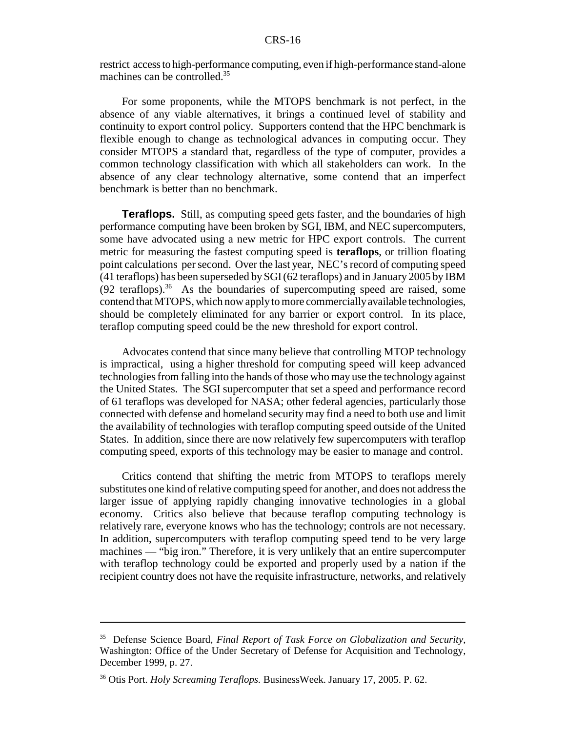restrict access to high-performance computing, even if high-performance stand-alone machines can be controlled.[35]

For some proponents, while the MTOPS benchmark is not perfect, in the absence of any viable alternatives, it brings a continued level of stability and continuity to export control policy. Supporters contend that the HPC benchmark is flexible enough to change as technological advances in computing occur. They consider MTOPS a standard that, regardless of the type of computer, provides a common technology classification with which all stakeholders can work. In the absence of any clear technology alternative, some contend that an imperfect benchmark is better than no benchmark.

**Teraflops.** Still, as computing speed gets faster, and the boundaries of high performance computing have been broken by SGI, IBM, and NEC supercomputers, some have advocated using a new metric for HPC export controls. The current metric for measuring the fastest computing speed is **teraflops**, or trillion floating point calculations per second. Over the last year, NEC's record of computing speed (41 teraflops) has been superseded by SGI (62 teraflops) and in January 2005 by IBM (92 teraflops).[36] As the boundaries of supercomputing speed are raised, some contend that MTOPS, which now apply to more commercially available technologies, should be completely eliminated for any barrier or export control. In its place, teraflop computing speed could be the new threshold for export control.

Advocates contend that since many believe that controlling MTOP technology is impractical, using a higher threshold for computing speed will keep advanced technologies from falling into the hands of those who may use the technology against the United States. The SGI supercomputer that set a speed and performance record of 61 teraflops was developed for NASA; other federal agencies, particularly those connected with defense and homeland security may find a need to both use and limit the availability of technologies with teraflop computing speed outside of the United States. In addition, since there are now relatively few supercomputers with teraflop computing speed, exports of this technology may be easier to manage and control.

Critics contend that shifting the metric from MTOPS to teraflops merely substitutes one kind of relative computing speed for another, and does not address the larger issue of applying rapidly changing innovative technologies in a global economy. Critics also believe that because teraflop computing technology is relatively rare, everyone knows who has the technology; controls are not necessary. In addition, supercomputers with teraflop computing speed tend to be very large machines — "big iron." Therefore, it is very unlikely that an entire supercomputer with teraflop technology could be exported and properly used by a nation if the recipient country does not have the requisite infrastructure, networks, and relatively

---

[35] Defense Science Board, *Final Report of Task Force on Globalization and Security*, Washington: Office of the Under Secretary of Defense for Acquisition and Technology, December 1999, p. 27.

[36] Otis Port. *Holy Screaming Teraflops.* BusinessWeek. January 17, 2005. P. 62.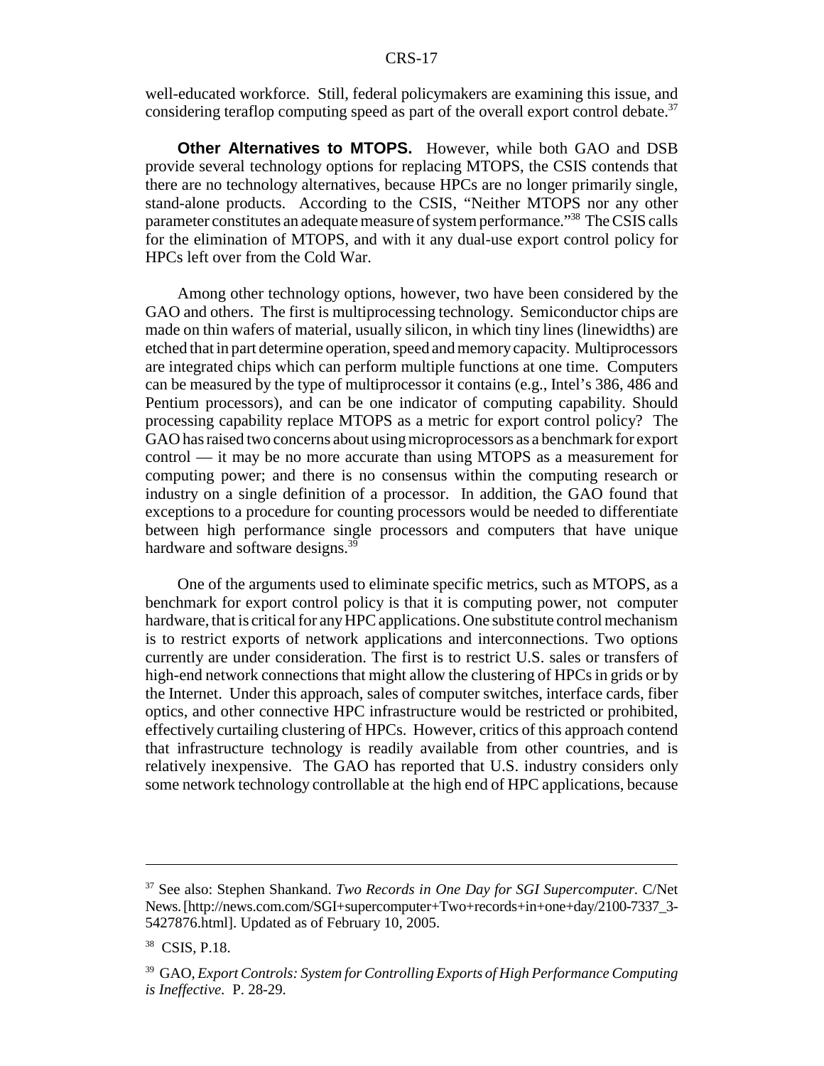well-educated workforce. Still, federal policymakers are examining this issue, and considering teraflop computing speed as part of the overall export control debate.[37]

**Other Alternatives to MTOPS.** However, while both GAO and DSB provide several technology options for replacing MTOPS, the CSIS contends that there are no technology alternatives, because HPCs are no longer primarily single, stand-alone products. According to the CSIS, "Neither MTOPS nor any other parameter constitutes an adequate measure of system performance."[38] The CSIS calls for the elimination of MTOPS, and with it any dual-use export control policy for HPCs left over from the Cold War.

Among other technology options, however, two have been considered by the GAO and others. The first is multiprocessing technology. Semiconductor chips are made on thin wafers of material, usually silicon, in which tiny lines (linewidths) are etched that in part determine operation, speed and memory capacity. Multiprocessors are integrated chips which can perform multiple functions at one time. Computers can be measured by the type of multiprocessor it contains (e.g., Intel's 386, 486 and Pentium processors), and can be one indicator of computing capability. Should processing capability replace MTOPS as a metric for export control policy? The GAO has raised two concerns about using microprocessors as a benchmark for export control — it may be no more accurate than using MTOPS as a measurement for computing power; and there is no consensus within the computing research or industry on a single definition of a processor. In addition, the GAO found that exceptions to a procedure for counting processors would be needed to differentiate between high performance single processors and computers that have unique hardware and software designs.[39]

One of the arguments used to eliminate specific metrics, such as MTOPS, as a benchmark for export control policy is that it is computing power, not computer hardware, that is critical for any HPC applications. One substitute control mechanism is to restrict exports of network applications and interconnections. Two options currently are under consideration. The first is to restrict U.S. sales or transfers of high-end network connections that might allow the clustering of HPCs in grids or by the Internet. Under this approach, sales of computer switches, interface cards, fiber optics, and other connective HPC infrastructure would be restricted or prohibited, effectively curtailing clustering of HPCs. However, critics of this approach contend that infrastructure technology is readily available from other countries, and is relatively inexpensive. The GAO has reported that U.S. industry considers only some network technology controllable at the high end of HPC applications, because

---

[37] See also: Stephen Shankand. *Two Records in One Day for SGI Supercomputer.* C/Net News. [http://news.com.com/SGI+supercomputer+Two+records+in+one+day/2100-7337_3-5427876.html]. Updated as of February 10, 2005.

[38] CSIS, P.18.

[39] GAO, *Export Controls: System for Controlling Exports of High Performance Computing is Ineffective.* P. 28-29.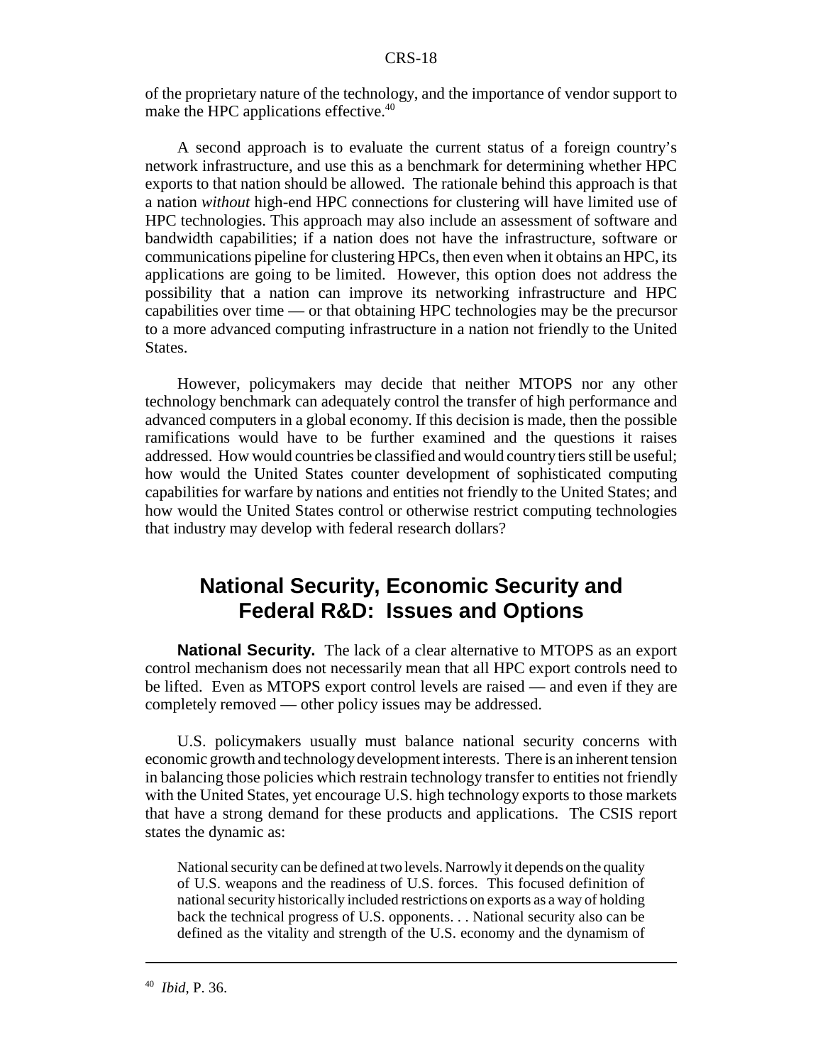of the proprietary nature of the technology, and the importance of vendor support to make the HPC applications effective.[40]

A second approach is to evaluate the current status of a foreign country's network infrastructure, and use this as a benchmark for determining whether HPC exports to that nation should be allowed. The rationale behind this approach is that a nation *without* high-end HPC connections for clustering will have limited use of HPC technologies. This approach may also include an assessment of software and bandwidth capabilities; if a nation does not have the infrastructure, software or communications pipeline for clustering HPCs, then even when it obtains an HPC, its applications are going to be limited. However, this option does not address the possibility that a nation can improve its networking infrastructure and HPC capabilities over time — or that obtaining HPC technologies may be the precursor to a more advanced computing infrastructure in a nation not friendly to the United States.

However, policymakers may decide that neither MTOPS nor any other technology benchmark can adequately control the transfer of high performance and advanced computers in a global economy. If this decision is made, then the possible ramifications would have to be further examined and the questions it raises addressed. How would countries be classified and would country tiers still be useful; how would the United States counter development of sophisticated computing capabilities for warfare by nations and entities not friendly to the United States; and how would the United States control or otherwise restrict computing technologies that industry may develop with federal research dollars?

## National Security, Economic Security and Federal R&D: Issues and Options

**National Security.** The lack of a clear alternative to MTOPS as an export control mechanism does not necessarily mean that all HPC export controls need to be lifted. Even as MTOPS export control levels are raised — and even if they are completely removed — other policy issues may be addressed.

U.S. policymakers usually must balance national security concerns with economic growth and technology development interests. There is an inherent tension in balancing those policies which restrain technology transfer to entities not friendly with the United States, yet encourage U.S. high technology exports to those markets that have a strong demand for these products and applications. The CSIS report states the dynamic as:

> National security can be defined at two levels. Narrowly it depends on the quality of U.S. weapons and the readiness of U.S. forces. This focused definition of national security historically included restrictions on exports as a way of holding back the technical progress of U.S. opponents. . . National security also can be defined as the vitality and strength of the U.S. economy and the dynamism of

[40] *Ibid*, P. 36.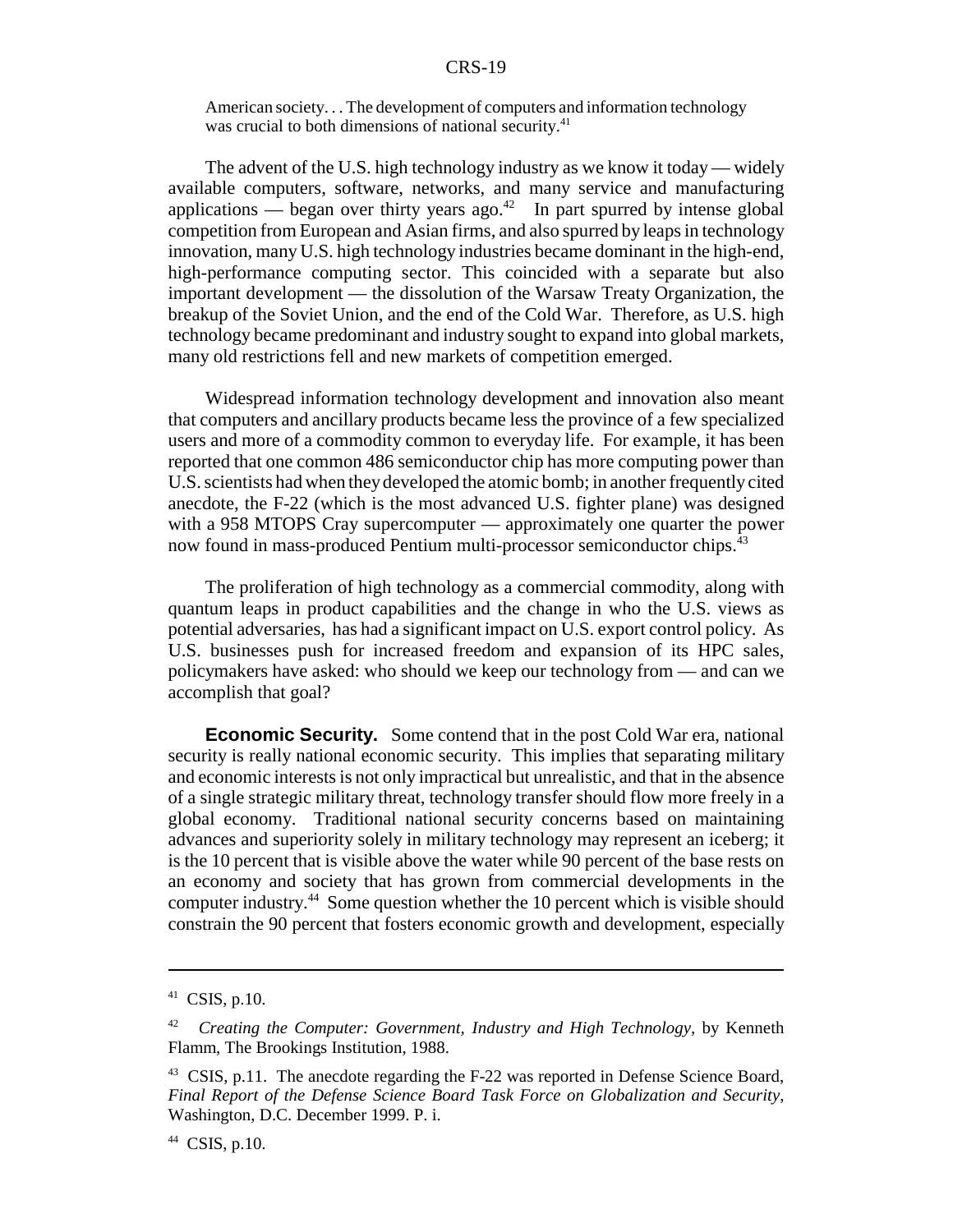American society. . . The development of computers and information technology was crucial to both dimensions of national security.[41]

The advent of the U.S. high technology industry as we know it today — widely available computers, software, networks, and many service and manufacturing applications — began over thirty years ago.[42] In part spurred by intense global competition from European and Asian firms, and also spurred by leaps in technology innovation, many U.S. high technology industries became dominant in the high-end, high-performance computing sector. This coincided with a separate but also important development — the dissolution of the Warsaw Treaty Organization, the breakup of the Soviet Union, and the end of the Cold War. Therefore, as U.S. high technology became predominant and industry sought to expand into global markets, many old restrictions fell and new markets of competition emerged.

Widespread information technology development and innovation also meant that computers and ancillary products became less the province of a few specialized users and more of a commodity common to everyday life. For example, it has been reported that one common 486 semiconductor chip has more computing power than U.S. scientists had when they developed the atomic bomb; in another frequently cited anecdote, the F-22 (which is the most advanced U.S. fighter plane) was designed with a 958 MTOPS Cray supercomputer — approximately one quarter the power now found in mass-produced Pentium multi-processor semiconductor chips.[43]

The proliferation of high technology as a commercial commodity, along with quantum leaps in product capabilities and the change in who the U.S. views as potential adversaries, has had a significant impact on U.S. export control policy. As U.S. businesses push for increased freedom and expansion of its HPC sales, policymakers have asked: who should we keep our technology from — and can we accomplish that goal?

**Economic Security.** Some contend that in the post Cold War era, national security is really national economic security. This implies that separating military and economic interests is not only impractical but unrealistic, and that in the absence of a single strategic military threat, technology transfer should flow more freely in a global economy. Traditional national security concerns based on maintaining advances and superiority solely in military technology may represent an iceberg; it is the 10 percent that is visible above the water while 90 percent of the base rests on an economy and society that has grown from commercial developments in the computer industry.[44] Some question whether the 10 percent which is visible should constrain the 90 percent that fosters economic growth and development, especially

---

[41] CSIS, p.10.

[42] *Creating the Computer: Government, Industry and High Technology*, by Kenneth Flamm, The Brookings Institution, 1988.

[43] CSIS, p.11. The anecdote regarding the F-22 was reported in Defense Science Board, *Final Report of the Defense Science Board Task Force on Globalization and Security*, Washington, D.C. December 1999. P. i.

[44] CSIS, p.10.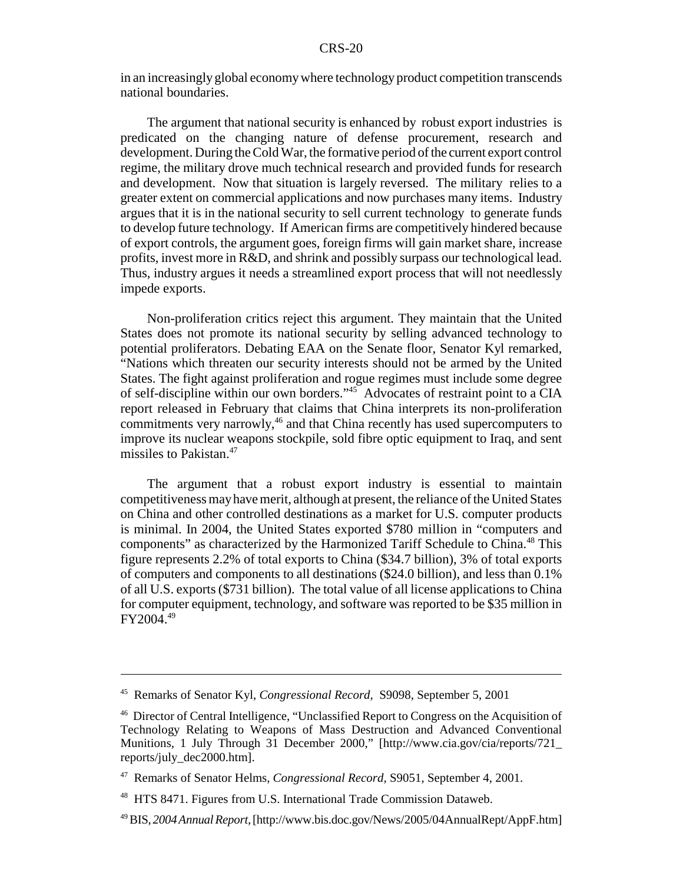in an increasingly global economy where technology product competition transcends national boundaries.

The argument that national security is enhanced by robust export industries is predicated on the changing nature of defense procurement, research and development. During the Cold War, the formative period of the current export control regime, the military drove much technical research and provided funds for research and development. Now that situation is largely reversed. The military relies to a greater extent on commercial applications and now purchases many items. Industry argues that it is in the national security to sell current technology to generate funds to develop future technology. If American firms are competitively hindered because of export controls, the argument goes, foreign firms will gain market share, increase profits, invest more in R&D, and shrink and possibly surpass our technological lead. Thus, industry argues it needs a streamlined export process that will not needlessly impede exports.

Non-proliferation critics reject this argument. They maintain that the United States does not promote its national security by selling advanced technology to potential proliferators. Debating EAA on the Senate floor, Senator Kyl remarked, "Nations which threaten our security interests should not be armed by the United States. The fight against proliferation and rogue regimes must include some degree of self-discipline within our own borders."[45] Advocates of restraint point to a CIA report released in February that claims that China interprets its non-proliferation commitments very narrowly,[46] and that China recently has used supercomputers to improve its nuclear weapons stockpile, sold fibre optic equipment to Iraq, and sent missiles to Pakistan.[47]

The argument that a robust export industry is essential to maintain competitiveness may have merit, although at present, the reliance of the United States on China and other controlled destinations as a market for U.S. computer products is minimal. In 2004, the United States exported $780 million in "computers and components" as characterized by the Harmonized Tariff Schedule to China.[48] This figure represents 2.2% of total exports to China ($34.7 billion), 3% of total exports of computers and components to all destinations ($24.0 billion), and less than 0.1% of all U.S. exports ($731 billion). The total value of all license applications to China for computer equipment, technology, and software was reported to be $35 million in FY2004.[49]

---

[45] Remarks of Senator Kyl, *Congressional Record,* S9098, September 5, 2001

[46] Director of Central Intelligence, "Unclassified Report to Congress on the Acquisition of Technology Relating to Weapons of Mass Destruction and Advanced Conventional Munitions, 1 July Through 31 December 2000," [http://www.cia.gov/cia/reports/721_reports/july_dec2000.htm].

[47] Remarks of Senator Helms, *Congressional Record,* S9051, September 4, 2001.

[48] HTS 8471. Figures from U.S. International Trade Commission Dataweb.

[49] BIS, *2004 Annual Report,* [http://www.bis.doc.gov/News/2005/04AnnualRept/AppF.htm]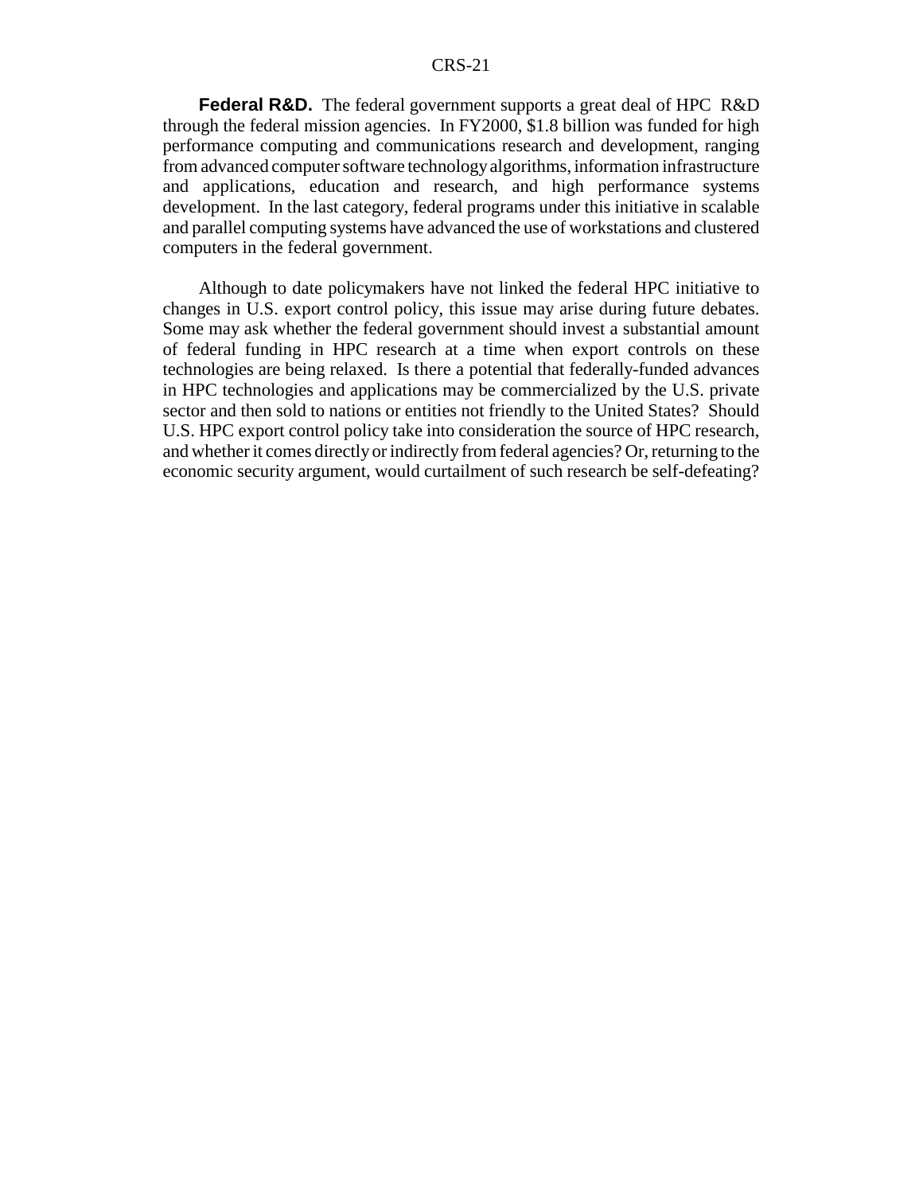**Federal R&D.** The federal government supports a great deal of HPC R&D through the federal mission agencies. In FY2000, $1.8 billion was funded for high performance computing and communications research and development, ranging from advanced computer software technology algorithms, information infrastructure and applications, education and research, and high performance systems development. In the last category, federal programs under this initiative in scalable and parallel computing systems have advanced the use of workstations and clustered computers in the federal government.

Although to date policymakers have not linked the federal HPC initiative to changes in U.S. export control policy, this issue may arise during future debates. Some may ask whether the federal government should invest a substantial amount of federal funding in HPC research at a time when export controls on these technologies are being relaxed. Is there a potential that federally-funded advances in HPC technologies and applications may be commercialized by the U.S. private sector and then sold to nations or entities not friendly to the United States? Should U.S. HPC export control policy take into consideration the source of HPC research, and whether it comes directly or indirectly from federal agencies? Or, returning to the economic security argument, would curtailment of such research be self-defeating?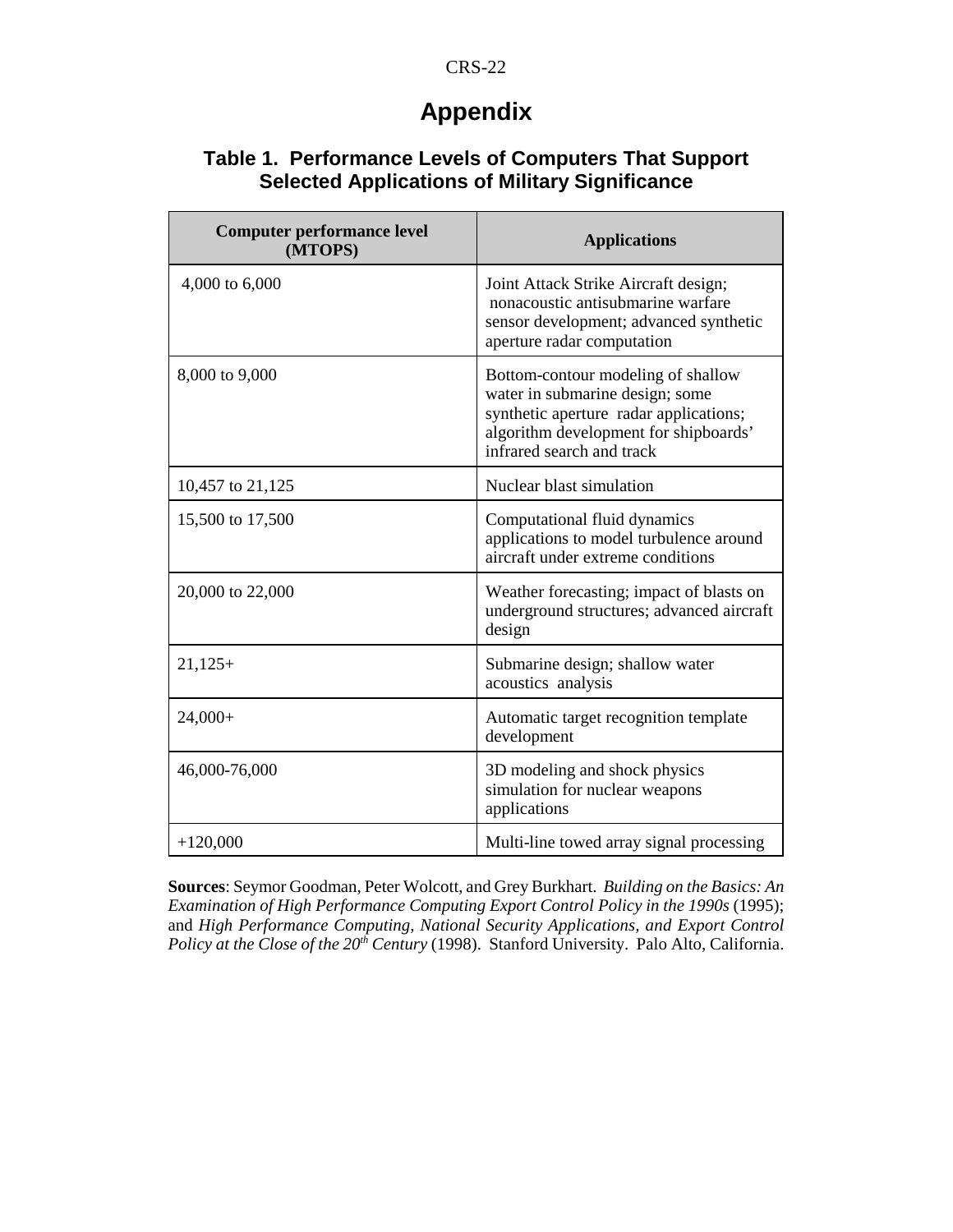# Appendix

## Table 1. Performance Levels of Computers That Support Selected Applications of Military Significance

| Computer performance level (MTOPS) | Applications |
|---|---|
| 4,000 to 6,000 | Joint Attack Strike Aircraft design; nonacoustic antisubmarine warfare sensor development; advanced synthetic aperture radar computation |
| 8,000 to 9,000 | Bottom-contour modeling of shallow water in submarine design; some synthetic aperture radar applications; algorithm development for shipboards' infrared search and track |
| 10,457 to 21,125 | Nuclear blast simulation |
| 15,500 to 17,500 | Computational fluid dynamics applications to model turbulence around aircraft under extreme conditions |
| 20,000 to 22,000 | Weather forecasting; impact of blasts on underground structures; advanced aircraft design |
| 21,125+ | Submarine design; shallow water acoustics analysis |
| 24,000+ | Automatic target recognition template development |
| 46,000-76,000 | 3D modeling and shock physics simulation for nuclear weapons applications |
| +120,000 | Multi-line towed array signal processing |

**Sources**: Seymor Goodman, Peter Wolcott, and Grey Burkhart. *Building on the Basics: An Examination of High Performance Computing Export Control Policy in the 1990s* (1995); and *High Performance Computing, National Security Applications, and Export Control Policy at the Close of the 20th Century* (1998). Stanford University. Palo Alto, California.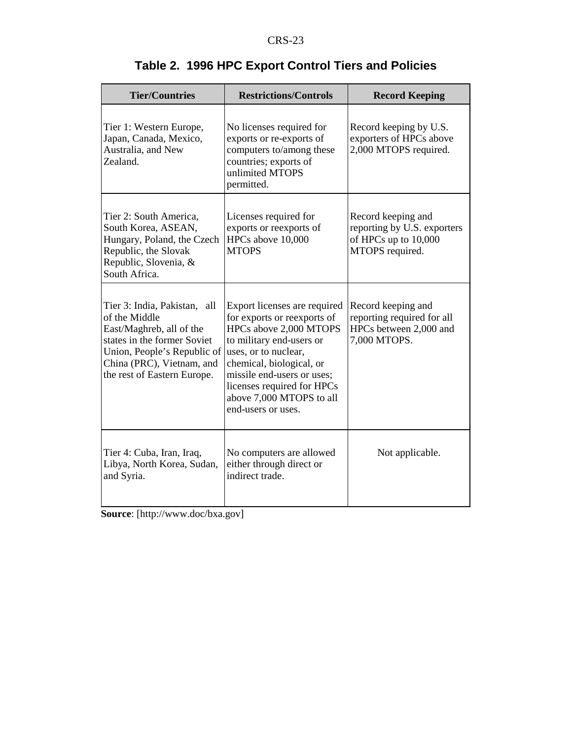**Table 2. 1996 HPC Export Control Tiers and Policies**

| Tier/Countries | Restrictions/Controls | Record Keeping |
| --- | --- | --- |
| Tier 1: Western Europe, Japan, Canada, Mexico, Australia, and New Zealand. | No licenses required for exports or re-exports of computers to/among these countries; exports of unlimited MTOPS permitted. | Record keeping by U.S. exporters of HPCs above 2,000 MTOPS required. |
| Tier 2: South America, South Korea, ASEAN, Hungary, Poland, the Czech Republic, the Slovak Republic, Slovenia, & South Africa. | Licenses required for exports or reexports of HPCs above 10,000 MTOPS | Record keeping and reporting by U.S. exporters of HPCs up to 10,000 MTOPS required. |
| Tier 3: India, Pakistan, all of the Middle East/Maghreb, all of the states in the former Soviet Union, People's Republic of China (PRC), Vietnam, and the rest of Eastern Europe. | Export licenses are required for exports or reexports of HPCs above 2,000 MTOPS to military end-users or uses, or to nuclear, chemical, biological, or missile end-users or uses; licenses required for HPCs above 7,000 MTOPS to all end-users or uses. | Record keeping and reporting required for all HPCs between 2,000 and 7,000 MTOPS. |
| Tier 4: Cuba, Iran, Iraq, Libya, North Korea, Sudan, and Syria. | No computers are allowed either through direct or indirect trade. | Not applicable. |

**Source**: [http://www.doc/bxa.gov]